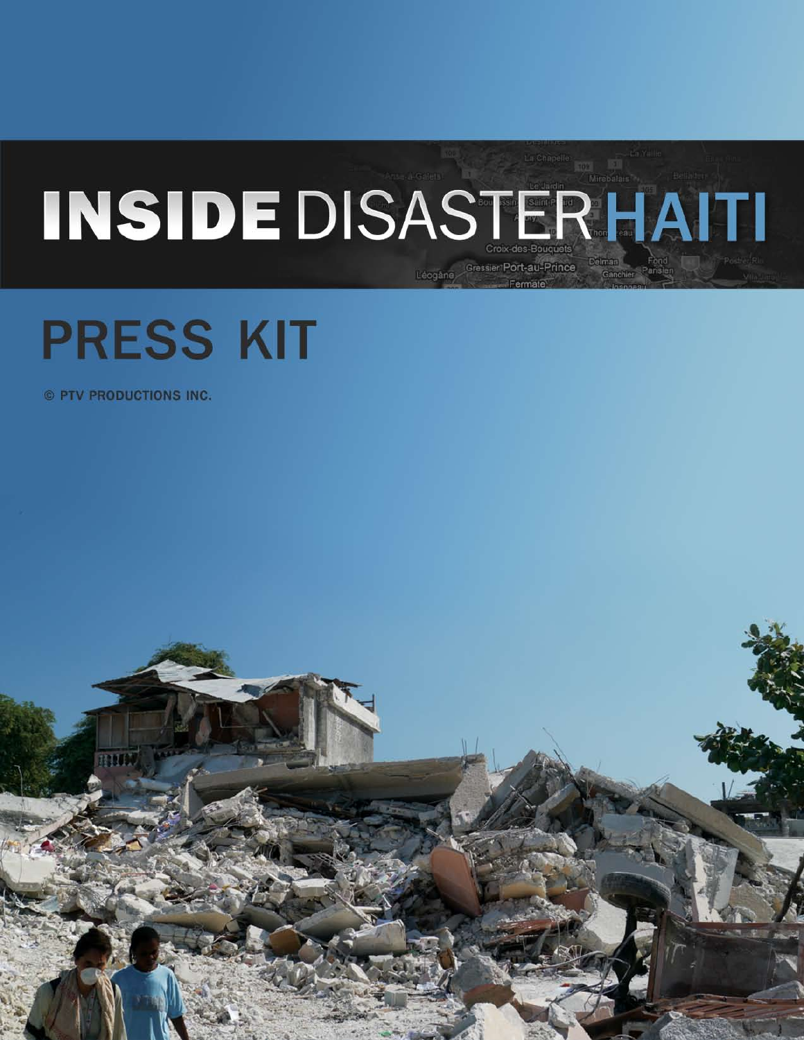# INSIDE DISASTER HAITI

## PRESS KIT

© PTV PRODUCTIONS INC.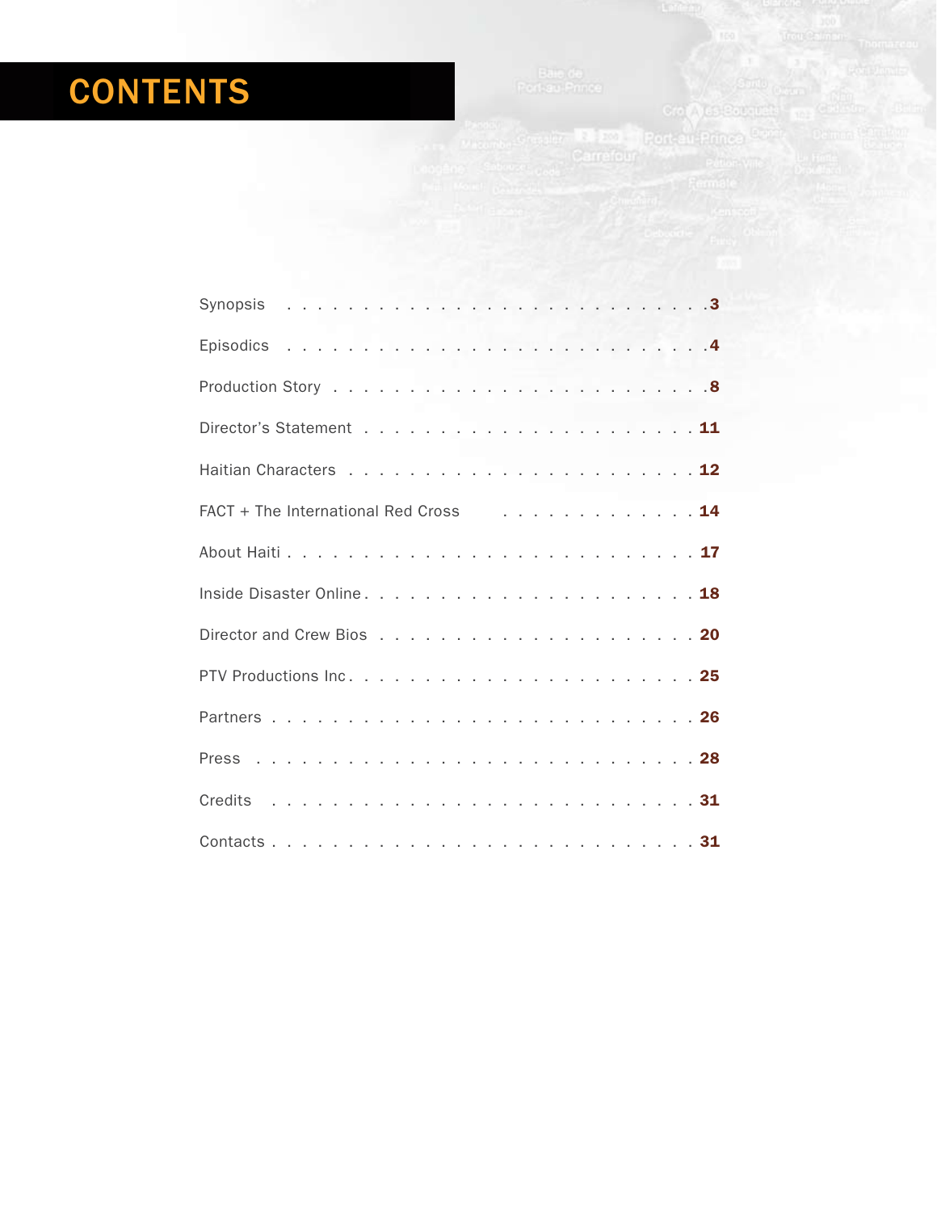# CONTENTS

| | |
|---|---|
| Synopsis | 3 |
| Episodics | 4 |
| Production Story | 8 |
| Director's Statement | 11 |
| Haitian Characters | 12 |
| FACT + The International Red Cross | 14 |
| About Haiti | 17 |
| Inside Disaster Online | 18 |
| Director and Crew Bios | 20 |
| PTV Productions Inc | 25 |
| Partners | 26 |
| Press | 28 |
| Credits | 31 |
| Contacts | 31 |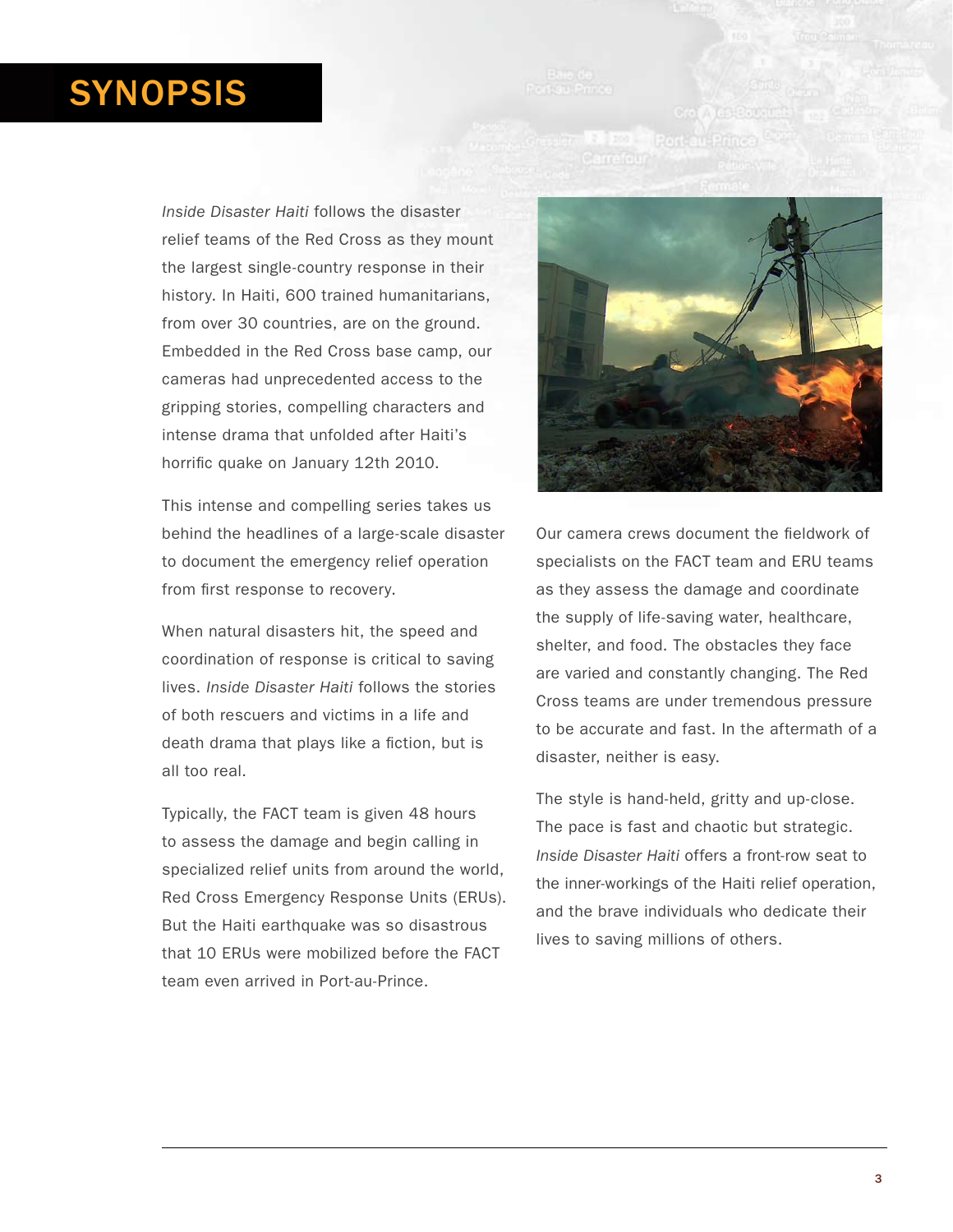# SYNOPSIS

*Inside Disaster Haiti* follows the disaster relief teams of the Red Cross as they mount the largest single-country response in their history. In Haiti, 600 trained humanitarians, from over 30 countries, are on the ground. Embedded in the Red Cross base camp, our cameras had unprecedented access to the gripping stories, compelling characters and intense drama that unfolded after Haiti's horrific quake on January 12th 2010.

This intense and compelling series takes us behind the headlines of a large-scale disaster to document the emergency relief operation from first response to recovery.

When natural disasters hit, the speed and coordination of response is critical to saving lives. *Inside Disaster Haiti* follows the stories of both rescuers and victims in a life and death drama that plays like a fiction, but is all too real.

Typically, the FACT team is given 48 hours to assess the damage and begin calling in specialized relief units from around the world, Red Cross Emergency Response Units (ERUs). But the Haiti earthquake was so disastrous that 10 ERUs were mobilized before the FACT team even arrived in Port-au-Prince.

Our camera crews document the fieldwork of specialists on the FACT team and ERU teams as they assess the damage and coordinate the supply of life-saving water, healthcare, shelter, and food. The obstacles they face are varied and constantly changing. The Red Cross teams are under tremendous pressure to be accurate and fast. In the aftermath of a disaster, neither is easy.

The style is hand-held, gritty and up-close. The pace is fast and chaotic but strategic. *Inside Disaster Haiti* offers a front-row seat to the inner-workings of the Haiti relief operation, and the brave individuals who dedicate their lives to saving millions of others.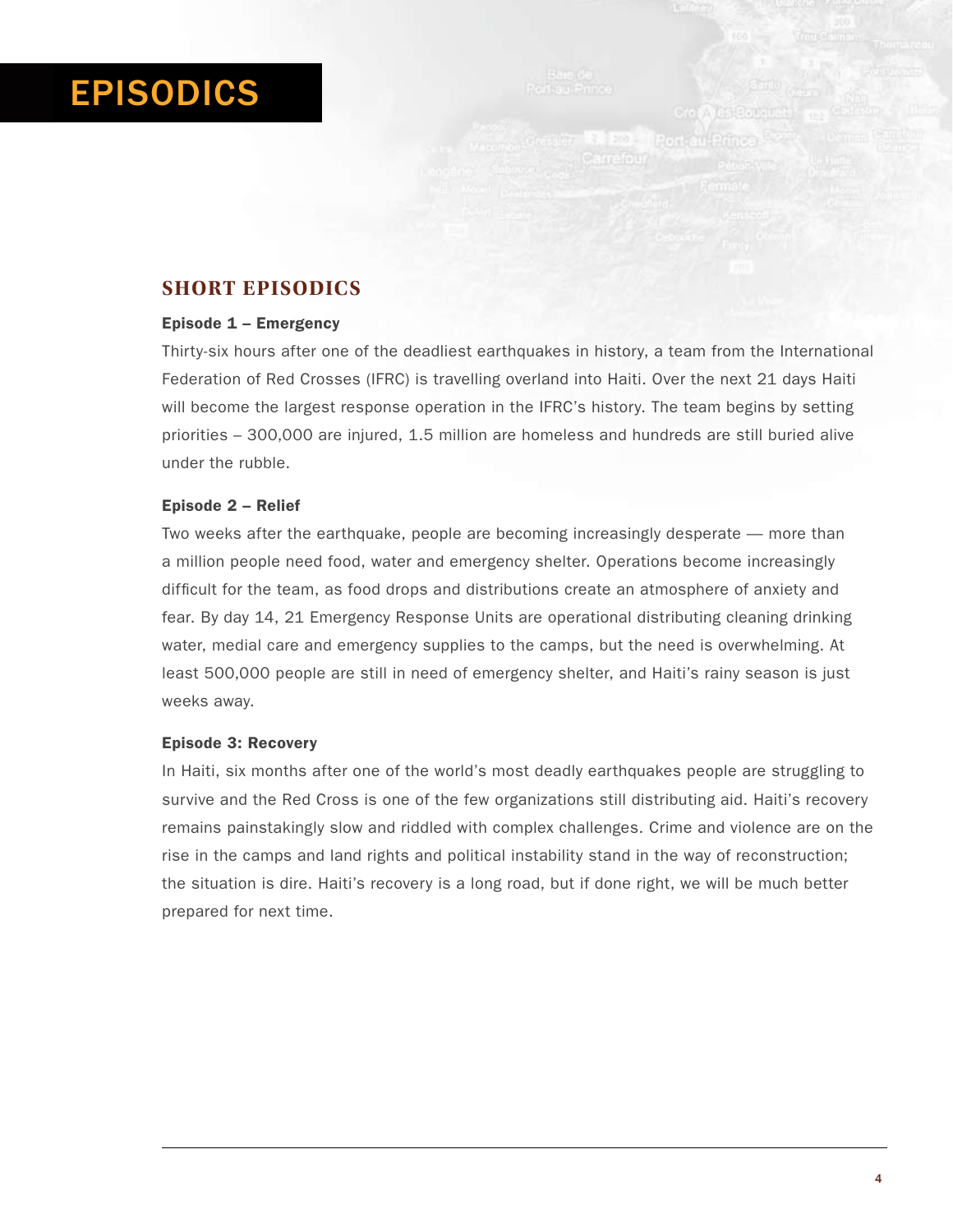# EPISODICS

## SHORT EPISODICS

**Episode 1 – Emergency**

Thirty-six hours after one of the deadliest earthquakes in history, a team from the International Federation of Red Crosses (IFRC) is travelling overland into Haiti. Over the next 21 days Haiti will become the largest response operation in the IFRC's history. The team begins by setting priorities – 300,000 are injured, 1.5 million are homeless and hundreds are still buried alive under the rubble.

**Episode 2 – Relief**

Two weeks after the earthquake, people are becoming increasingly desperate — more than a million people need food, water and emergency shelter. Operations become increasingly difficult for the team, as food drops and distributions create an atmosphere of anxiety and fear. By day 14, 21 Emergency Response Units are operational distributing cleaning drinking water, medial care and emergency supplies to the camps, but the need is overwhelming. At least 500,000 people are still in need of emergency shelter, and Haiti's rainy season is just weeks away.

**Episode 3: Recovery**

In Haiti, six months after one of the world's most deadly earthquakes people are struggling to survive and the Red Cross is one of the few organizations still distributing aid. Haiti's recovery remains painstakingly slow and riddled with complex challenges. Crime and violence are on the rise in the camps and land rights and political instability stand in the way of reconstruction; the situation is dire. Haiti's recovery is a long road, but if done right, we will be much better prepared for next time.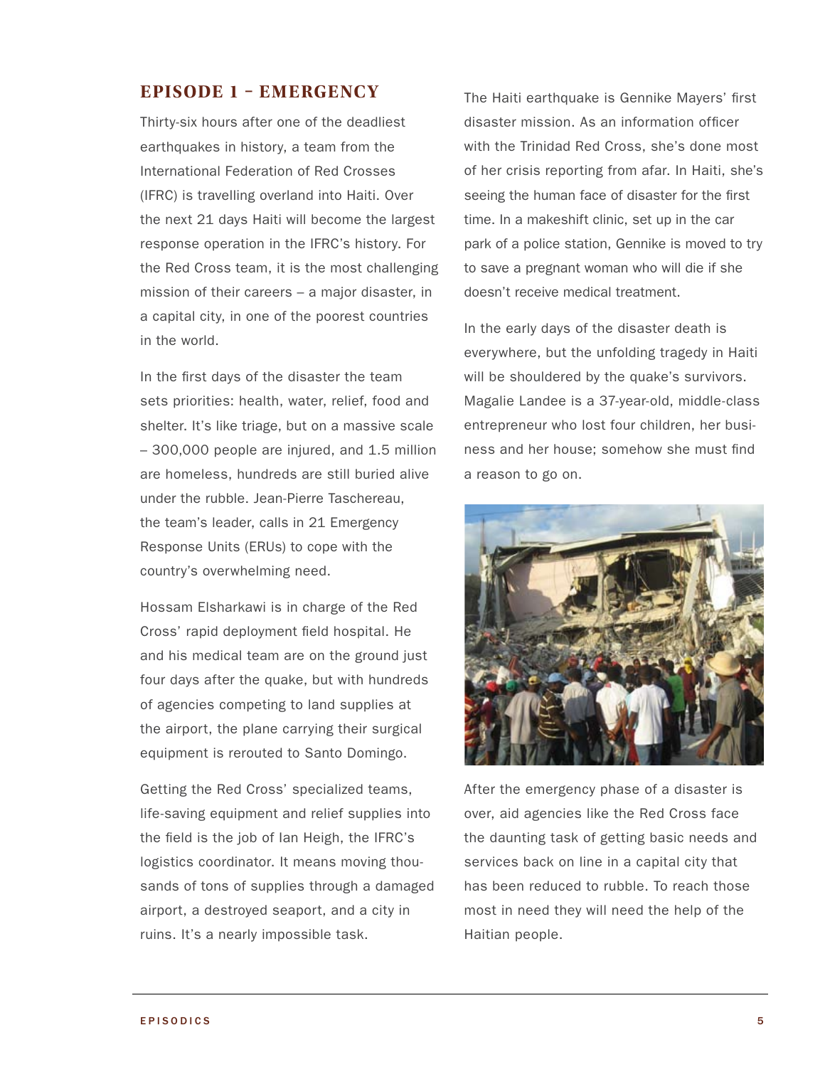## EPISODE 1 – EMERGENCY

Thirty-six hours after one of the deadliest earthquakes in history, a team from the International Federation of Red Crosses (IFRC) is travelling overland into Haiti. Over the next 21 days Haiti will become the largest response operation in the IFRC's history. For the Red Cross team, it is the most challenging mission of their careers – a major disaster, in a capital city, in one of the poorest countries in the world.

In the first days of the disaster the team sets priorities: health, water, relief, food and shelter. It's like triage, but on a massive scale – 300,000 people are injured, and 1.5 million are homeless, hundreds are still buried alive under the rubble. Jean-Pierre Taschereau, the team's leader, calls in 21 Emergency Response Units (ERUs) to cope with the country's overwhelming need.

Hossam Elsharkawi is in charge of the Red Cross' rapid deployment field hospital. He and his medical team are on the ground just four days after the quake, but with hundreds of agencies competing to land supplies at the airport, the plane carrying their surgical equipment is rerouted to Santo Domingo.

Getting the Red Cross' specialized teams, life-saving equipment and relief supplies into the field is the job of Ian Heigh, the IFRC's logistics coordinator. It means moving thousands of tons of supplies through a damaged airport, a destroyed seaport, and a city in ruins. It's a nearly impossible task.

The Haiti earthquake is Gennike Mayers' first disaster mission. As an information officer with the Trinidad Red Cross, she's done most of her crisis reporting from afar. In Haiti, she's seeing the human face of disaster for the first time. In a makeshift clinic, set up in the car park of a police station, Gennike is moved to try to save a pregnant woman who will die if she doesn't receive medical treatment.

In the early days of the disaster death is everywhere, but the unfolding tragedy in Haiti will be shouldered by the quake's survivors. Magalie Landee is a 37-year-old, middle-class entrepreneur who lost four children, her business and her house; somehow she must find a reason to go on.

After the emergency phase of a disaster is over, aid agencies like the Red Cross face the daunting task of getting basic needs and services back on line in a capital city that has been reduced to rubble. To reach those most in need they will need the help of the Haitian people.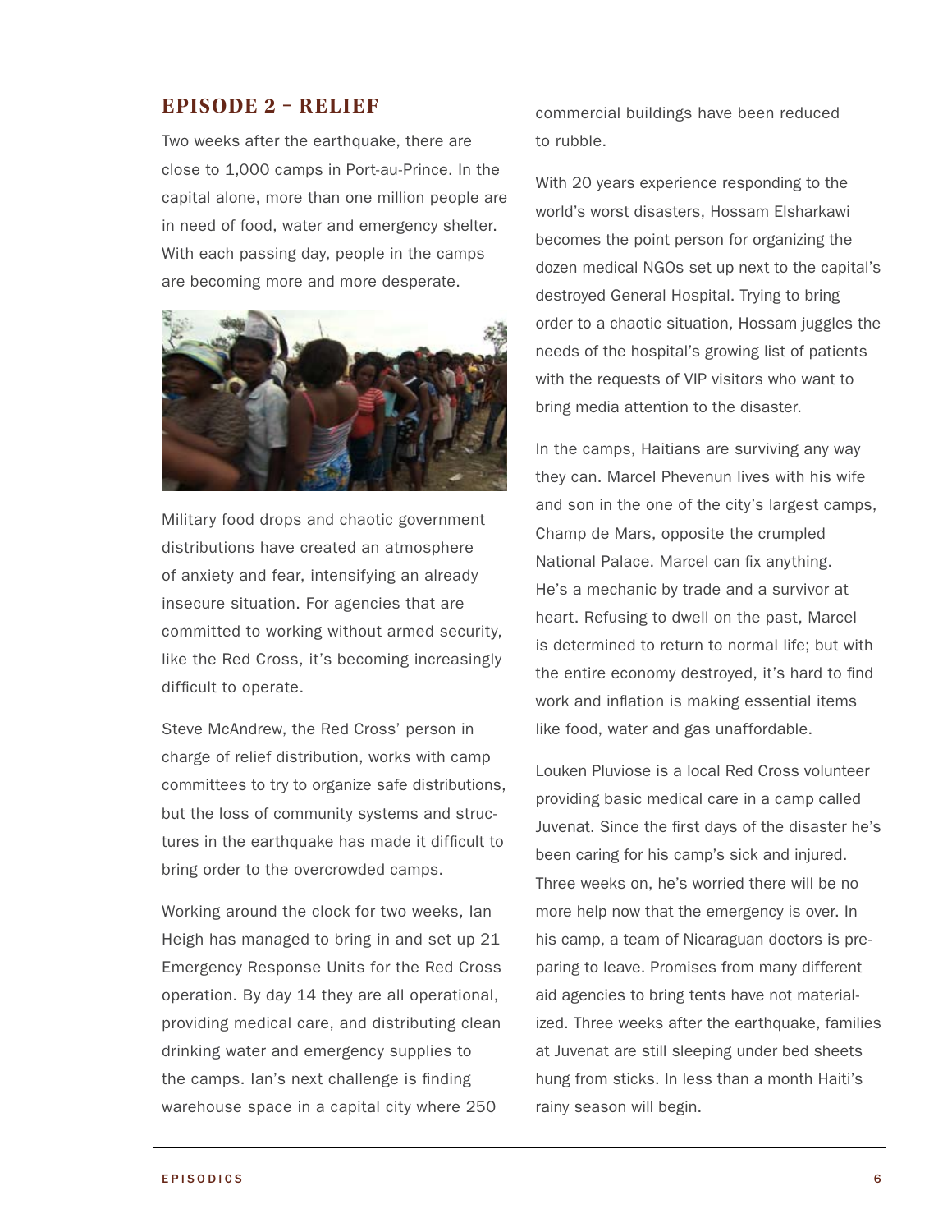## EPISODE 2 – RELIEF

Two weeks after the earthquake, there are close to 1,000 camps in Port-au-Prince. In the capital alone, more than one million people are in need of food, water and emergency shelter. With each passing day, people in the camps are becoming more and more desperate.

Military food drops and chaotic government distributions have created an atmosphere of anxiety and fear, intensifying an already insecure situation. For agencies that are committed to working without armed security, like the Red Cross, it's becoming increasingly difficult to operate.

Steve McAndrew, the Red Cross' person in charge of relief distribution, works with camp committees to try to organize safe distributions, but the loss of community systems and structures in the earthquake has made it difficult to bring order to the overcrowded camps.

Working around the clock for two weeks, Ian Heigh has managed to bring in and set up 21 Emergency Response Units for the Red Cross operation. By day 14 they are all operational, providing medical care, and distributing clean drinking water and emergency supplies to the camps. Ian's next challenge is finding warehouse space in a capital city where 250 commercial buildings have been reduced to rubble.

With 20 years experience responding to the world's worst disasters, Hossam Elsharkawi becomes the point person for organizing the dozen medical NGOs set up next to the capital's destroyed General Hospital. Trying to bring order to a chaotic situation, Hossam juggles the needs of the hospital's growing list of patients with the requests of VIP visitors who want to bring media attention to the disaster.

In the camps, Haitians are surviving any way they can. Marcel Phevenun lives with his wife and son in the one of the city's largest camps, Champ de Mars, opposite the crumpled National Palace. Marcel can fix anything. He's a mechanic by trade and a survivor at heart. Refusing to dwell on the past, Marcel is determined to return to normal life; but with the entire economy destroyed, it's hard to find work and inflation is making essential items like food, water and gas unaffordable.

Louken Pluviose is a local Red Cross volunteer providing basic medical care in a camp called Juvenat. Since the first days of the disaster he's been caring for his camp's sick and injured. Three weeks on, he's worried there will be no more help now that the emergency is over. In his camp, a team of Nicaraguan doctors is preparing to leave. Promises from many different aid agencies to bring tents have not materialized. Three weeks after the earthquake, families at Juvenat are still sleeping under bed sheets hung from sticks. In less than a month Haiti's rainy season will begin.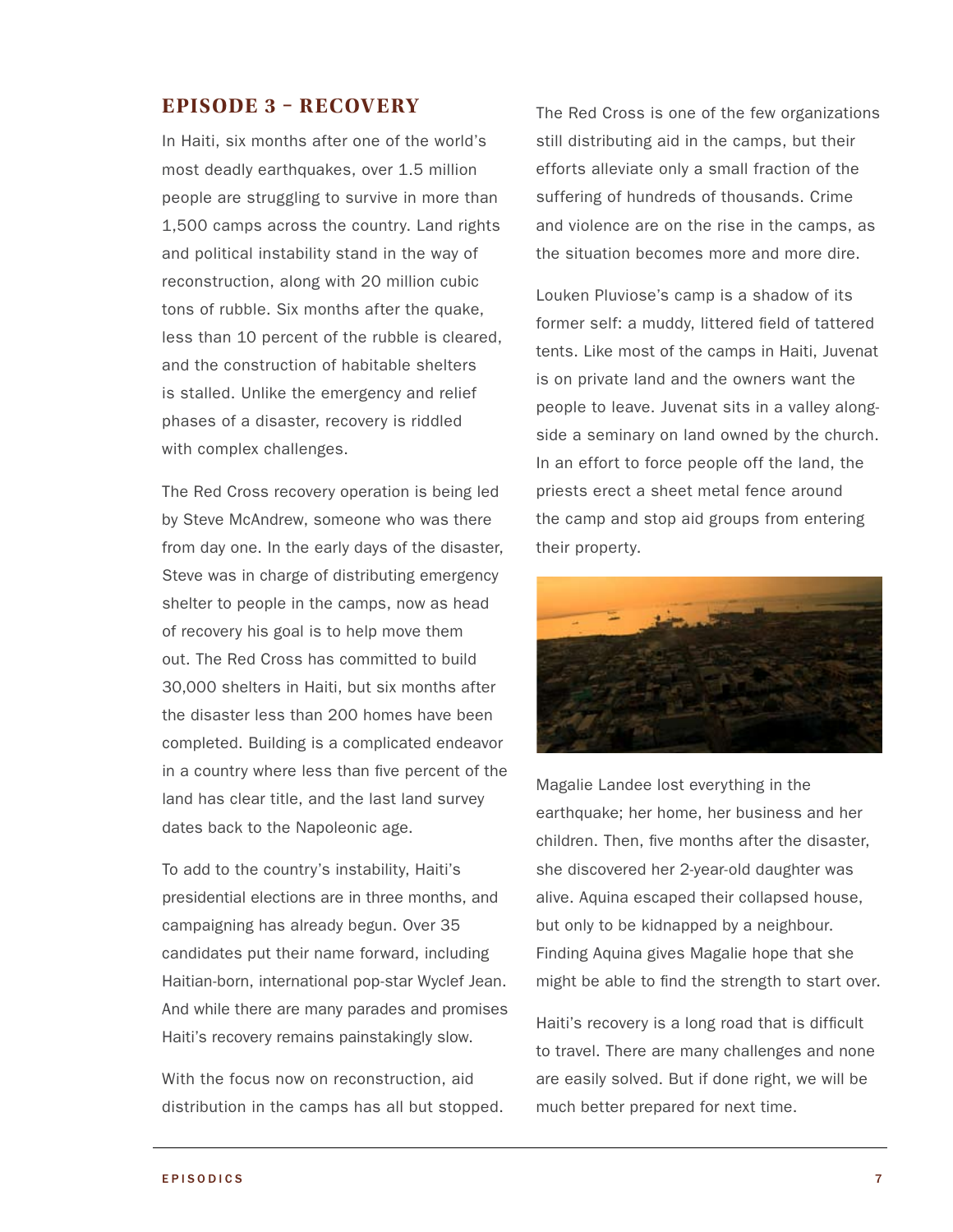## EPISODE 3 – RECOVERY

In Haiti, six months after one of the world's most deadly earthquakes, over 1.5 million people are struggling to survive in more than 1,500 camps across the country. Land rights and political instability stand in the way of reconstruction, along with 20 million cubic tons of rubble. Six months after the quake, less than 10 percent of the rubble is cleared, and the construction of habitable shelters is stalled. Unlike the emergency and relief phases of a disaster, recovery is riddled with complex challenges.

The Red Cross recovery operation is being led by Steve McAndrew, someone who was there from day one. In the early days of the disaster, Steve was in charge of distributing emergency shelter to people in the camps, now as head of recovery his goal is to help move them out. The Red Cross has committed to build 30,000 shelters in Haiti, but six months after the disaster less than 200 homes have been completed. Building is a complicated endeavor in a country where less than five percent of the land has clear title, and the last land survey dates back to the Napoleonic age.

To add to the country's instability, Haiti's presidential elections are in three months, and campaigning has already begun. Over 35 candidates put their name forward, including Haitian-born, international pop-star Wyclef Jean. And while there are many parades and promises Haiti's recovery remains painstakingly slow.

With the focus now on reconstruction, aid distribution in the camps has all but stopped. The Red Cross is one of the few organizations still distributing aid in the camps, but their efforts alleviate only a small fraction of the suffering of hundreds of thousands. Crime and violence are on the rise in the camps, as the situation becomes more and more dire.

Louken Pluviose's camp is a shadow of its former self: a muddy, littered field of tattered tents. Like most of the camps in Haiti, Juvenat is on private land and the owners want the people to leave. Juvenat sits in a valley alongside a seminary on land owned by the church. In an effort to force people off the land, the priests erect a sheet metal fence around the camp and stop aid groups from entering their property.

Magalie Landee lost everything in the earthquake; her home, her business and her children. Then, five months after the disaster, she discovered her 2-year-old daughter was alive. Aquina escaped their collapsed house, but only to be kidnapped by a neighbour. Finding Aquina gives Magalie hope that she might be able to find the strength to start over.

Haiti's recovery is a long road that is difficult to travel. There are many challenges and none are easily solved. But if done right, we will be much better prepared for next time.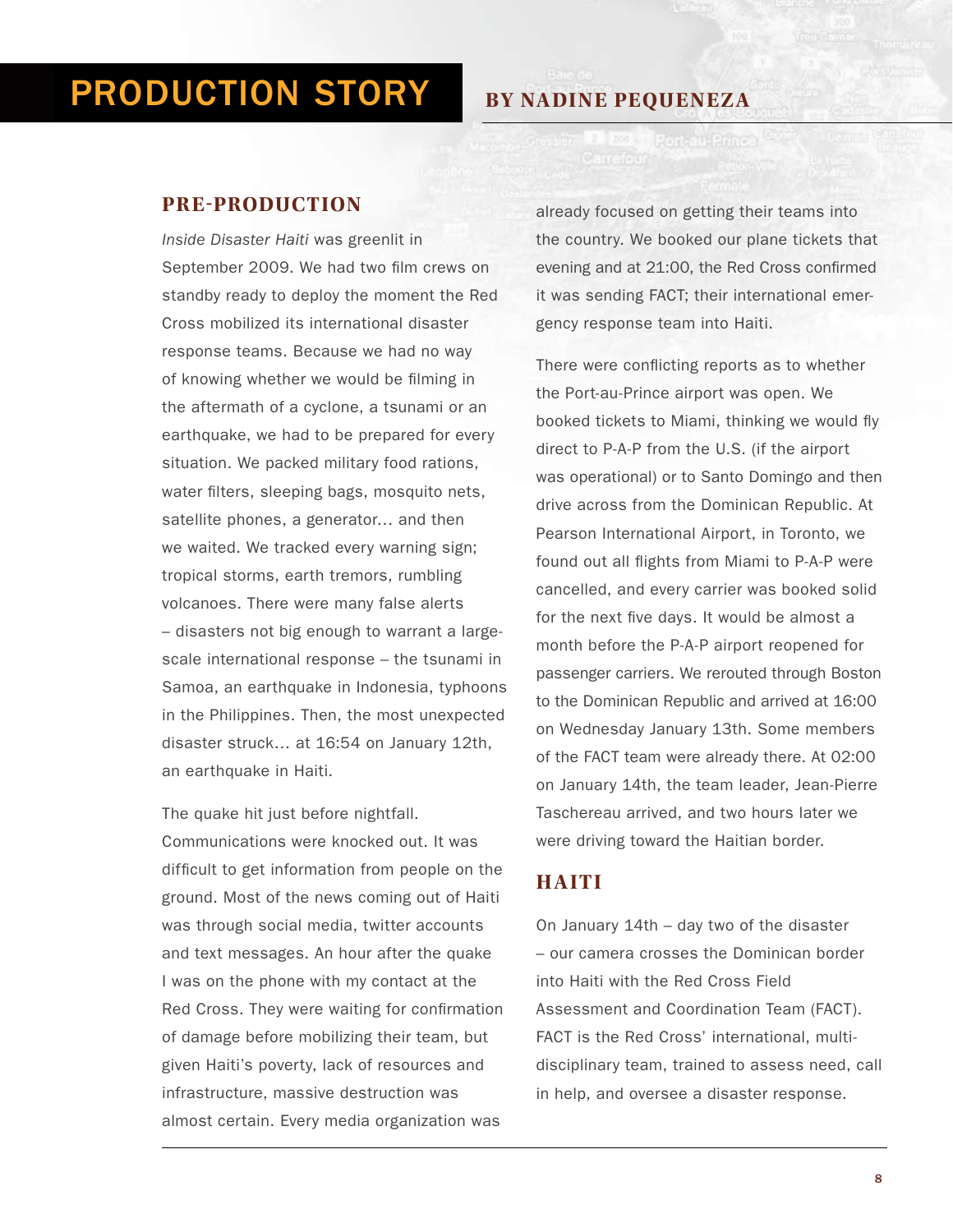# PRODUCTION STORY

## BY NADINE PEQUENEZA

### PRE-PRODUCTION

*Inside Disaster Haiti* was greenlit in September 2009. We had two film crews on standby ready to deploy the moment the Red Cross mobilized its international disaster response teams. Because we had no way of knowing whether we would be filming in the aftermath of a cyclone, a tsunami or an earthquake, we had to be prepared for every situation. We packed military food rations, water filters, sleeping bags, mosquito nets, satellite phones, a generator… and then we waited. We tracked every warning sign; tropical storms, earth tremors, rumbling volcanoes. There were many false alerts – disasters not big enough to warrant a large-scale international response – the tsunami in Samoa, an earthquake in Indonesia, typhoons in the Philippines. Then, the most unexpected disaster struck… at 16:54 on January 12th, an earthquake in Haiti.

The quake hit just before nightfall. Communications were knocked out. It was difficult to get information from people on the ground. Most of the news coming out of Haiti was through social media, twitter accounts and text messages. An hour after the quake I was on the phone with my contact at the Red Cross. They were waiting for confirmation of damage before mobilizing their team, but given Haiti's poverty, lack of resources and infrastructure, massive destruction was almost certain. Every media organization was already focused on getting their teams into the country. We booked our plane tickets that evening and at 21:00, the Red Cross confirmed it was sending FACT; their international emergency response team into Haiti.

There were conflicting reports as to whether the Port-au-Prince airport was open. We booked tickets to Miami, thinking we would fly direct to P-A-P from the U.S. (if the airport was operational) or to Santo Domingo and then drive across from the Dominican Republic. At Pearson International Airport, in Toronto, we found out all flights from Miami to P-A-P were cancelled, and every carrier was booked solid for the next five days. It would be almost a month before the P-A-P airport reopened for passenger carriers. We rerouted through Boston to the Dominican Republic and arrived at 16:00 on Wednesday January 13th. Some members of the FACT team were already there. At 02:00 on January 14th, the team leader, Jean-Pierre Taschereau arrived, and two hours later we were driving toward the Haitian border.

### HAITI

On January 14th – day two of the disaster – our camera crosses the Dominican border into Haiti with the Red Cross Field Assessment and Coordination Team (FACT). FACT is the Red Cross' international, multi-disciplinary team, trained to assess need, call in help, and oversee a disaster response.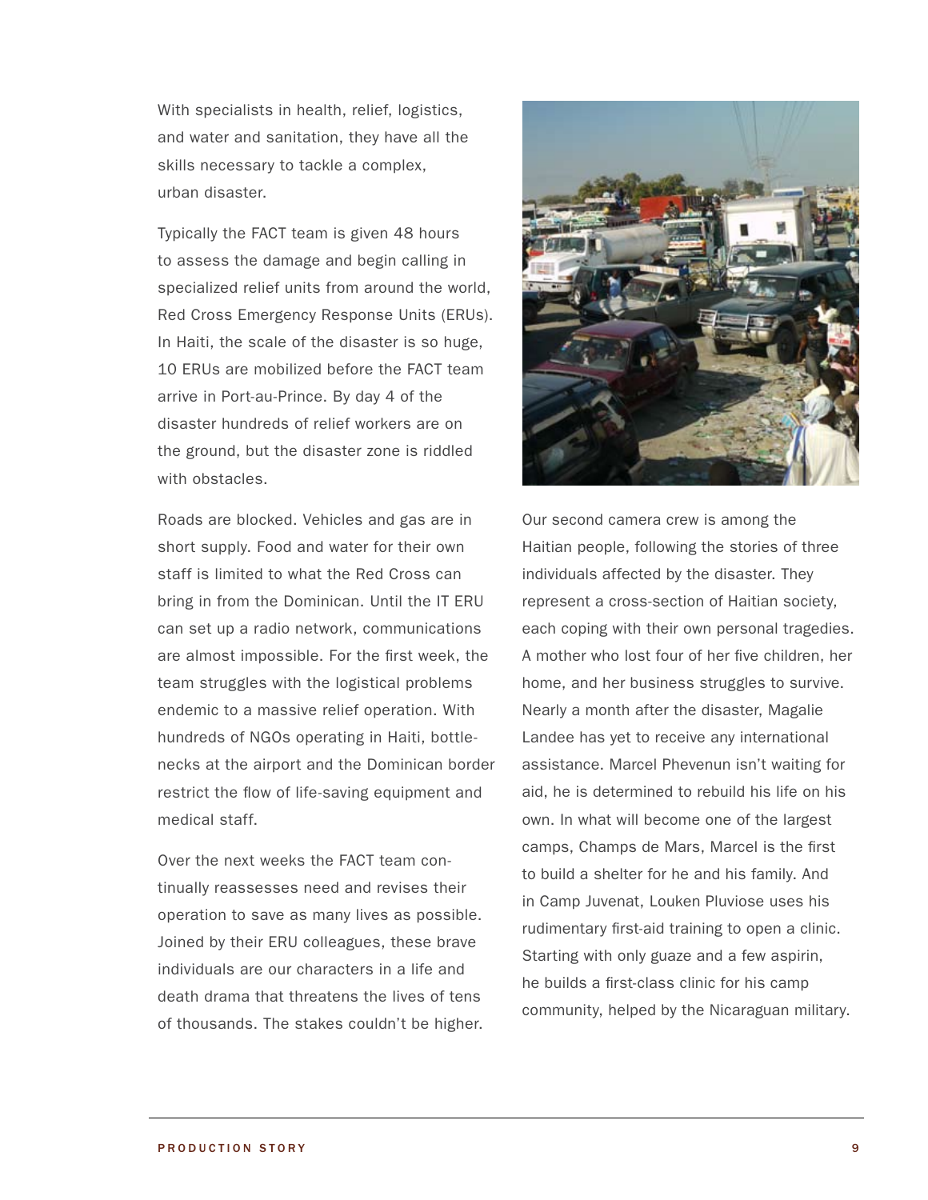With specialists in health, relief, logistics, and water and sanitation, they have all the skills necessary to tackle a complex, urban disaster.

Typically the FACT team is given 48 hours to assess the damage and begin calling in specialized relief units from around the world, Red Cross Emergency Response Units (ERUs). In Haiti, the scale of the disaster is so huge, 10 ERUs are mobilized before the FACT team arrive in Port-au-Prince. By day 4 of the disaster hundreds of relief workers are on the ground, but the disaster zone is riddled with obstacles.

Roads are blocked. Vehicles and gas are in short supply. Food and water for their own staff is limited to what the Red Cross can bring in from the Dominican. Until the IT ERU can set up a radio network, communications are almost impossible. For the first week, the team struggles with the logistical problems endemic to a massive relief operation. With hundreds of NGOs operating in Haiti, bottlenecks at the airport and the Dominican border restrict the flow of life-saving equipment and medical staff.

Over the next weeks the FACT team continually reassesses need and revises their operation to save as many lives as possible. Joined by their ERU colleagues, these brave individuals are our characters in a life and death drama that threatens the lives of tens of thousands. The stakes couldn't be higher.

Our second camera crew is among the Haitian people, following the stories of three individuals affected by the disaster. They represent a cross-section of Haitian society, each coping with their own personal tragedies. A mother who lost four of her five children, her home, and her business struggles to survive. Nearly a month after the disaster, Magalie Landee has yet to receive any international assistance. Marcel Phevenun isn't waiting for aid, he is determined to rebuild his life on his own. In what will become one of the largest camps, Champs de Mars, Marcel is the first to build a shelter for he and his family. And in Camp Juvenat, Louken Pluviose uses his rudimentary first-aid training to open a clinic. Starting with only guaze and a few aspirin, he builds a first-class clinic for his camp community, helped by the Nicaraguan military.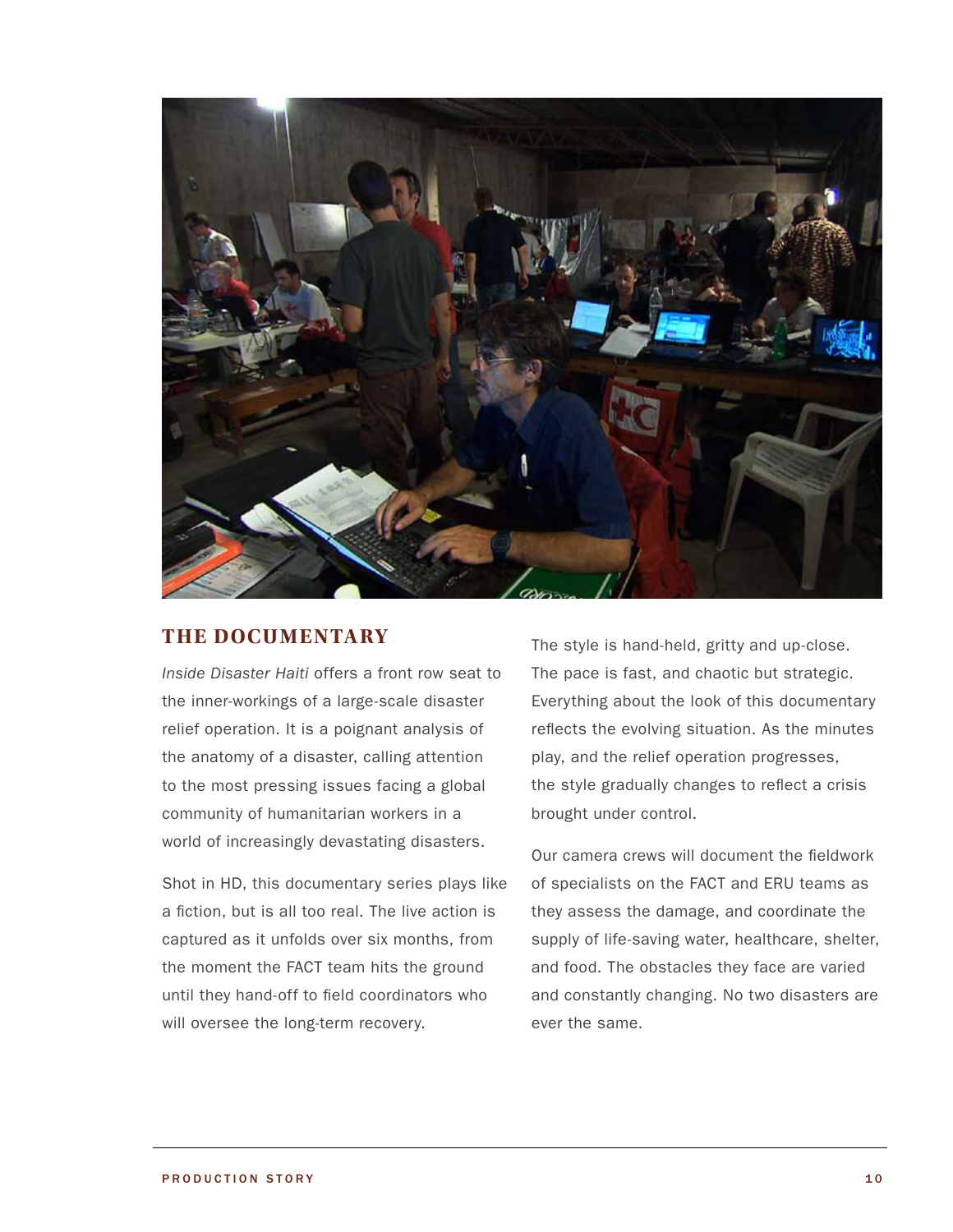## THE DOCUMENTARY

*Inside Disaster Haiti* offers a front row seat to the inner-workings of a large-scale disaster relief operation. It is a poignant analysis of the anatomy of a disaster, calling attention to the most pressing issues facing a global community of humanitarian workers in a world of increasingly devastating disasters.

Shot in HD, this documentary series plays like a fiction, but is all too real. The live action is captured as it unfolds over six months, from the moment the FACT team hits the ground until they hand-off to field coordinators who will oversee the long-term recovery.

The style is hand-held, gritty and up-close. The pace is fast, and chaotic but strategic. Everything about the look of this documentary reflects the evolving situation. As the minutes play, and the relief operation progresses, the style gradually changes to reflect a crisis brought under control.

Our camera crews will document the fieldwork of specialists on the FACT and ERU teams as they assess the damage, and coordinate the supply of life-saving water, healthcare, shelter, and food. The obstacles they face are varied and constantly changing. No two disasters are ever the same.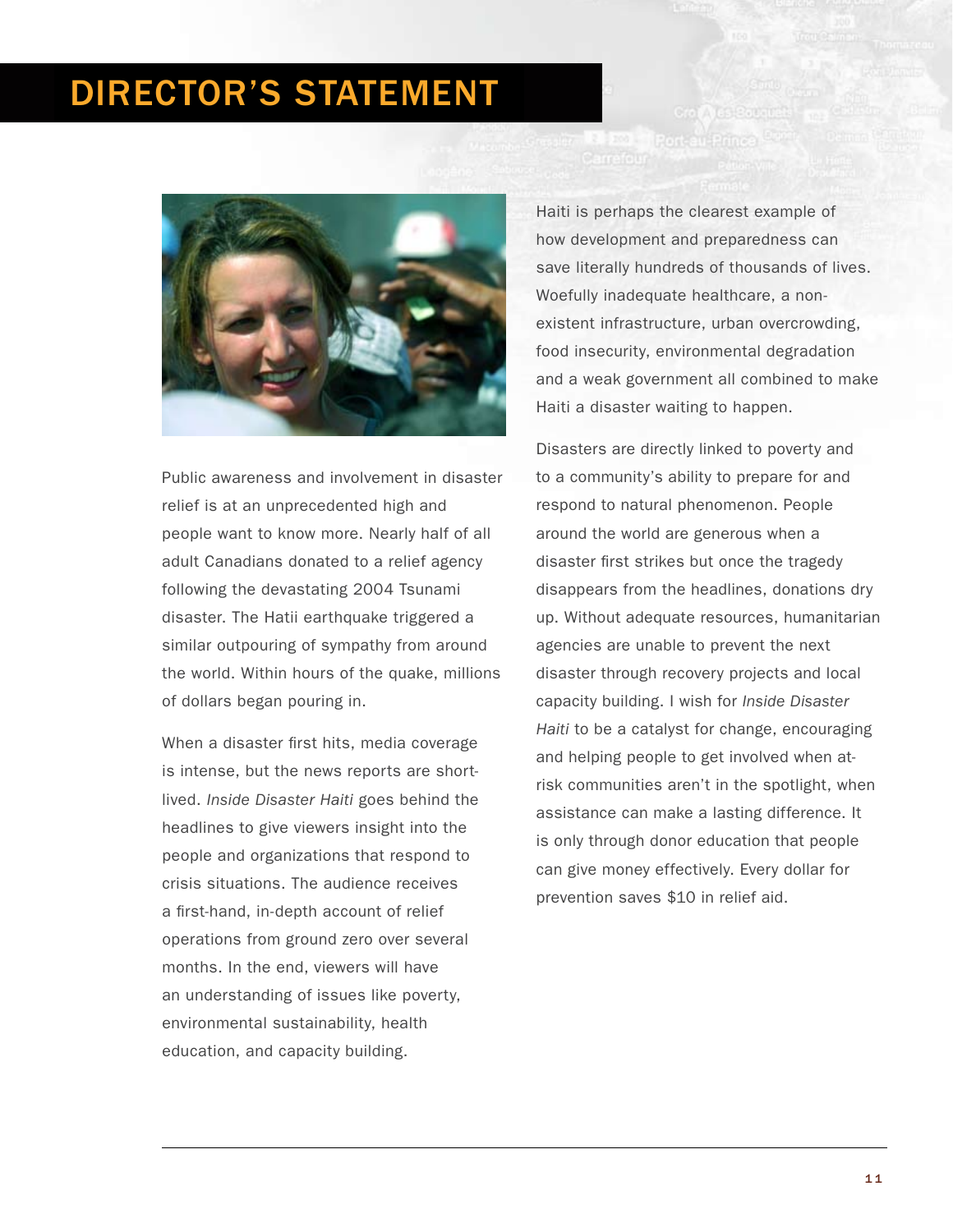# DIRECTOR'S STATEMENT

Public awareness and involvement in disaster relief is at an unprecedented high and people want to know more. Nearly half of all adult Canadians donated to a relief agency following the devastating 2004 Tsunami disaster. The Hatii earthquake triggered a similar outpouring of sympathy from around the world. Within hours of the quake, millions of dollars began pouring in.

When a disaster first hits, media coverage is intense, but the news reports are short-lived. *Inside Disaster Haiti* goes behind the headlines to give viewers insight into the people and organizations that respond to crisis situations. The audience receives a first-hand, in-depth account of relief operations from ground zero over several months. In the end, viewers will have an understanding of issues like poverty, environmental sustainability, health education, and capacity building.

Haiti is perhaps the clearest example of how development and preparedness can save literally hundreds of thousands of lives. Woefully inadequate healthcare, a non-existent infrastructure, urban overcrowding, food insecurity, environmental degradation and a weak government all combined to make Haiti a disaster waiting to happen.

Disasters are directly linked to poverty and to a community's ability to prepare for and respond to natural phenomenon. People around the world are generous when a disaster first strikes but once the tragedy disappears from the headlines, donations dry up. Without adequate resources, humanitarian agencies are unable to prevent the next disaster through recovery projects and local capacity building. I wish for *Inside Disaster Haiti* to be a catalyst for change, encouraging and helping people to get involved when at-risk communities aren't in the spotlight, when assistance can make a lasting difference. It is only through donor education that people can give money effectively. Every dollar for prevention saves $10 in relief aid.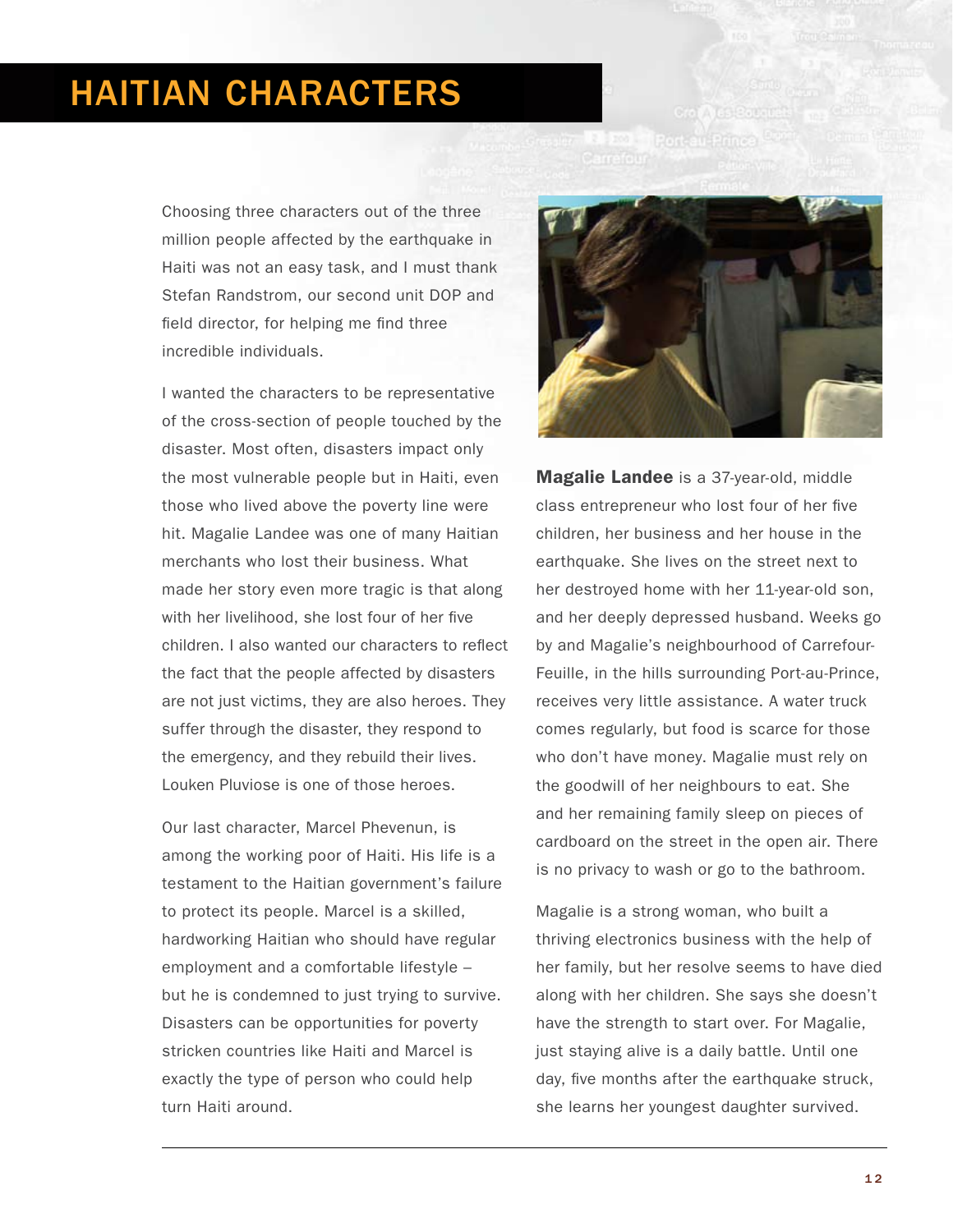# HAITIAN CHARACTERS

Choosing three characters out of the three million people affected by the earthquake in Haiti was not an easy task, and I must thank Stefan Randstrom, our second unit DOP and field director, for helping me find three incredible individuals.

I wanted the characters to be representative of the cross-section of people touched by the disaster. Most often, disasters impact only the most vulnerable people but in Haiti, even those who lived above the poverty line were hit. Magalie Landee was one of many Haitian merchants who lost their business. What made her story even more tragic is that along with her livelihood, she lost four of her five children. I also wanted our characters to reflect the fact that the people affected by disasters are not just victims, they are also heroes. They suffer through the disaster, they respond to the emergency, and they rebuild their lives. Louken Pluviose is one of those heroes.

Our last character, Marcel Phevenun, is among the working poor of Haiti. His life is a testament to the Haitian government's failure to protect its people. Marcel is a skilled, hardworking Haitian who should have regular employment and a comfortable lifestyle – but he is condemned to just trying to survive. Disasters can be opportunities for poverty stricken countries like Haiti and Marcel is exactly the type of person who could help turn Haiti around.

**Magalie Landee** is a 37-year-old, middle class entrepreneur who lost four of her five children, her business and her house in the earthquake. She lives on the street next to her destroyed home with her 11-year-old son, and her deeply depressed husband. Weeks go by and Magalie's neighbourhood of Carrefour-Feuille, in the hills surrounding Port-au-Prince, receives very little assistance. A water truck comes regularly, but food is scarce for those who don't have money. Magalie must rely on the goodwill of her neighbours to eat. She and her remaining family sleep on pieces of cardboard on the street in the open air. There is no privacy to wash or go to the bathroom.

Magalie is a strong woman, who built a thriving electronics business with the help of her family, but her resolve seems to have died along with her children. She says she doesn't have the strength to start over. For Magalie, just staying alive is a daily battle. Until one day, five months after the earthquake struck, she learns her youngest daughter survived.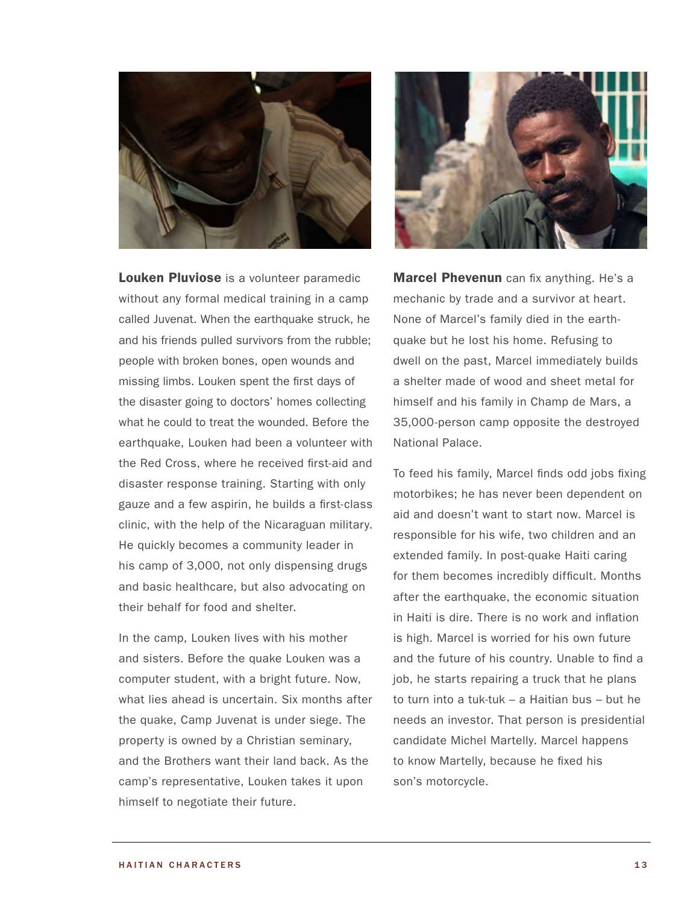**Louken Pluviose** is a volunteer paramedic without any formal medical training in a camp called Juvenat. When the earthquake struck, he and his friends pulled survivors from the rubble; people with broken bones, open wounds and missing limbs. Louken spent the first days of the disaster going to doctors' homes collecting what he could to treat the wounded. Before the earthquake, Louken had been a volunteer with the Red Cross, where he received first-aid and disaster response training. Starting with only gauze and a few aspirin, he builds a first-class clinic, with the help of the Nicaraguan military. He quickly becomes a community leader in his camp of 3,000, not only dispensing drugs and basic healthcare, but also advocating on their behalf for food and shelter.

In the camp, Louken lives with his mother and sisters. Before the quake Louken was a computer student, with a bright future. Now, what lies ahead is uncertain. Six months after the quake, Camp Juvenat is under siege. The property is owned by a Christian seminary, and the Brothers want their land back. As the camp's representative, Louken takes it upon himself to negotiate their future.

**Marcel Phevenun** can fix anything. He's a mechanic by trade and a survivor at heart. None of Marcel's family died in the earthquake but he lost his home. Refusing to dwell on the past, Marcel immediately builds a shelter made of wood and sheet metal for himself and his family in Champ de Mars, a 35,000-person camp opposite the destroyed National Palace.

To feed his family, Marcel finds odd jobs fixing motorbikes; he has never been dependent on aid and doesn't want to start now. Marcel is responsible for his wife, two children and an extended family. In post-quake Haiti caring for them becomes incredibly difficult. Months after the earthquake, the economic situation in Haiti is dire. There is no work and inflation is high. Marcel is worried for his own future and the future of his country. Unable to find a job, he starts repairing a truck that he plans to turn into a tuk-tuk – a Haitian bus – but he needs an investor. That person is presidential candidate Michel Martelly. Marcel happens to know Martelly, because he fixed his son's motorcycle.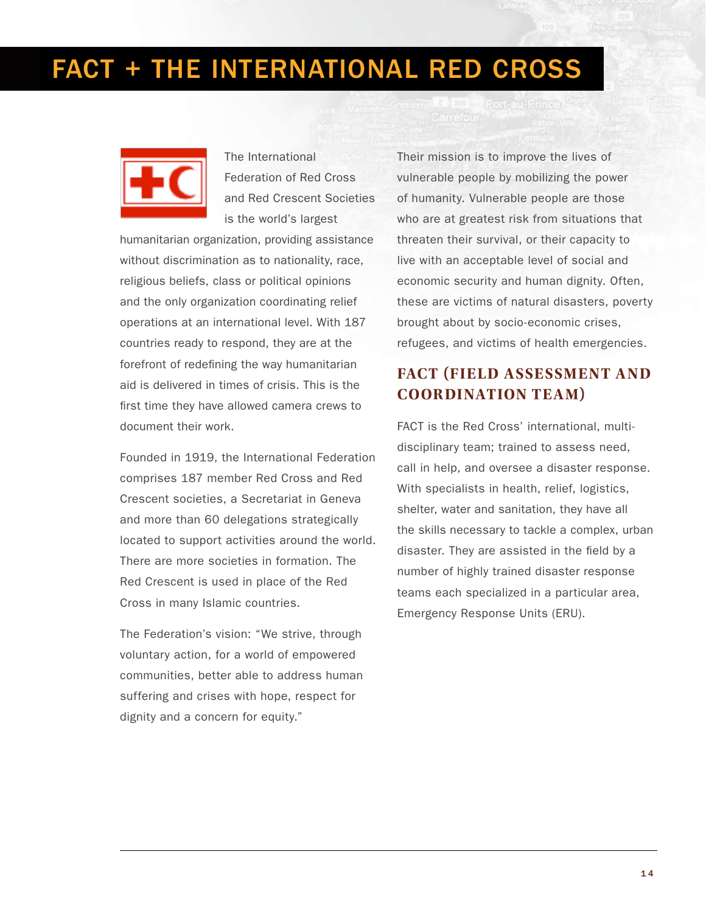# FACT + THE INTERNATIONAL RED CROSS

The International Federation of Red Cross and Red Crescent Societies is the world's largest humanitarian organization, providing assistance without discrimination as to nationality, race, religious beliefs, class or political opinions and the only organization coordinating relief operations at an international level. With 187 countries ready to respond, they are at the forefront of redefining the way humanitarian aid is delivered in times of crisis. This is the first time they have allowed camera crews to document their work.

Founded in 1919, the International Federation comprises 187 member Red Cross and Red Crescent societies, a Secretariat in Geneva and more than 60 delegations strategically located to support activities around the world. There are more societies in formation. The Red Crescent is used in place of the Red Cross in many Islamic countries.

The Federation's vision: "We strive, through voluntary action, for a world of empowered communities, better able to address human suffering and crises with hope, respect for dignity and a concern for equity."

Their mission is to improve the lives of vulnerable people by mobilizing the power of humanity. Vulnerable people are those who are at greatest risk from situations that threaten their survival, or their capacity to live with an acceptable level of social and economic security and human dignity. Often, these are victims of natural disasters, poverty brought about by socio-economic crises, refugees, and victims of health emergencies.

## FACT (FIELD ASSESSMENT AND COORDINATION TEAM)

FACT is the Red Cross' international, multi-disciplinary team; trained to assess need, call in help, and oversee a disaster response. With specialists in health, relief, logistics, shelter, water and sanitation, they have all the skills necessary to tackle a complex, urban disaster. They are assisted in the field by a number of highly trained disaster response teams each specialized in a particular area, Emergency Response Units (ERU).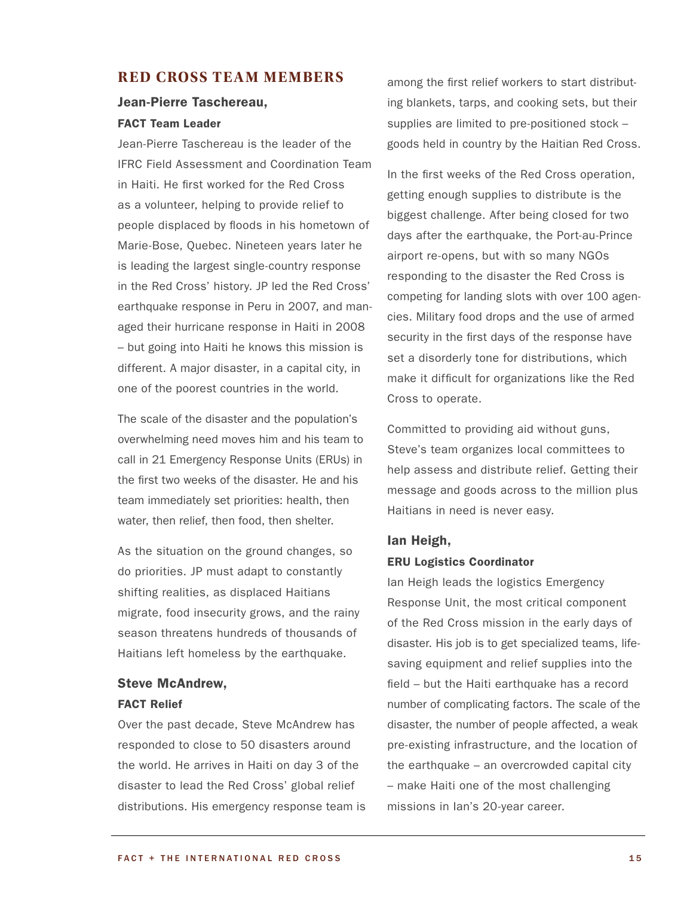## RED CROSS TEAM MEMBERS

### Jean-Pierre Taschereau,

**FACT Team Leader**

Jean-Pierre Taschereau is the leader of the IFRC Field Assessment and Coordination Team in Haiti. He first worked for the Red Cross as a volunteer, helping to provide relief to people displaced by floods in his hometown of Marie-Bose, Quebec. Nineteen years later he is leading the largest single-country response in the Red Cross' history. JP led the Red Cross' earthquake response in Peru in 2007, and managed their hurricane response in Haiti in 2008 – but going into Haiti he knows this mission is different. A major disaster, in a capital city, in one of the poorest countries in the world.

The scale of the disaster and the population's overwhelming need moves him and his team to call in 21 Emergency Response Units (ERUs) in the first two weeks of the disaster. He and his team immediately set priorities: health, then water, then relief, then food, then shelter.

As the situation on the ground changes, so do priorities. JP must adapt to constantly shifting realities, as displaced Haitians migrate, food insecurity grows, and the rainy season threatens hundreds of thousands of Haitians left homeless by the earthquake.

### Steve McAndrew,

**FACT Relief**

Over the past decade, Steve McAndrew has responded to close to 50 disasters around the world. He arrives in Haiti on day 3 of the disaster to lead the Red Cross' global relief distributions. His emergency response team is among the first relief workers to start distributing blankets, tarps, and cooking sets, but their supplies are limited to pre-positioned stock – goods held in country by the Haitian Red Cross.

In the first weeks of the Red Cross operation, getting enough supplies to distribute is the biggest challenge. After being closed for two days after the earthquake, the Port-au-Prince airport re-opens, but with so many NGOs responding to the disaster the Red Cross is competing for landing slots with over 100 agencies. Military food drops and the use of armed security in the first days of the response have set a disorderly tone for distributions, which make it difficult for organizations like the Red Cross to operate.

Committed to providing aid without guns, Steve's team organizes local committees to help assess and distribute relief. Getting their message and goods across to the million plus Haitians in need is never easy.

### Ian Heigh,

**ERU Logistics Coordinator**

Ian Heigh leads the logistics Emergency Response Unit, the most critical component of the Red Cross mission in the early days of disaster. His job is to get specialized teams, life-saving equipment and relief supplies into the field – but the Haiti earthquake has a record number of complicating factors. The scale of the disaster, the number of people affected, a weak pre-existing infrastructure, and the location of the earthquake – an overcrowded capital city – make Haiti one of the most challenging missions in Ian's 20-year career.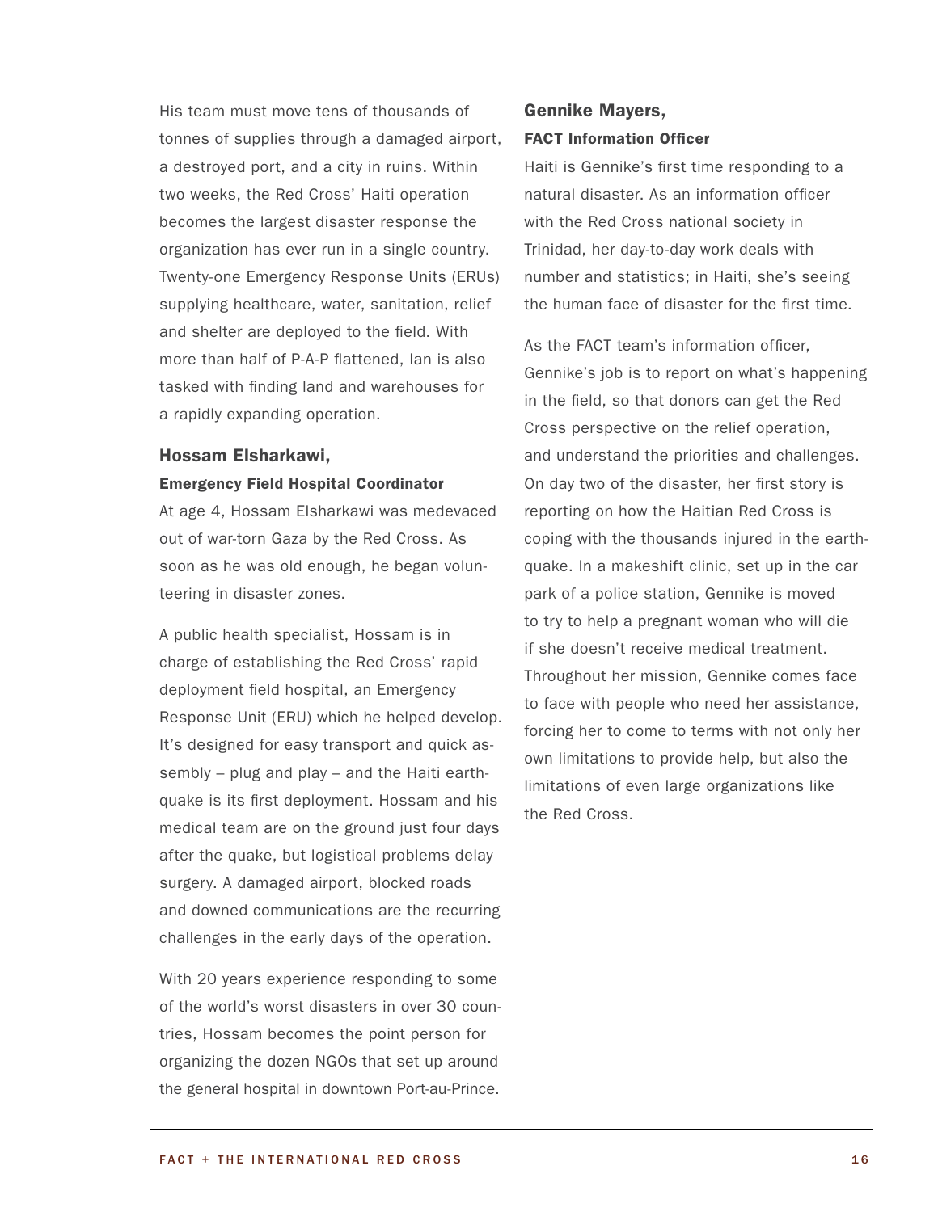His team must move tens of thousands of tonnes of supplies through a damaged airport, a destroyed port, and a city in ruins. Within two weeks, the Red Cross' Haiti operation becomes the largest disaster response the organization has ever run in a single country. Twenty-one Emergency Response Units (ERUs) supplying healthcare, water, sanitation, relief and shelter are deployed to the field. With more than half of P-A-P flattened, Ian is also tasked with finding land and warehouses for a rapidly expanding operation.

### Hossam Elsharkawi,

**Emergency Field Hospital Coordinator**

At age 4, Hossam Elsharkawi was medevaced out of war-torn Gaza by the Red Cross. As soon as he was old enough, he began volunteering in disaster zones.

A public health specialist, Hossam is in charge of establishing the Red Cross' rapid deployment field hospital, an Emergency Response Unit (ERU) which he helped develop. It's designed for easy transport and quick assembly – plug and play – and the Haiti earthquake is its first deployment. Hossam and his medical team are on the ground just four days after the quake, but logistical problems delay surgery. A damaged airport, blocked roads and downed communications are the recurring challenges in the early days of the operation.

With 20 years experience responding to some of the world's worst disasters in over 30 countries, Hossam becomes the point person for organizing the dozen NGOs that set up around the general hospital in downtown Port-au-Prince.

### Gennike Mayers,

**FACT Information Officer**

Haiti is Gennike's first time responding to a natural disaster. As an information officer with the Red Cross national society in Trinidad, her day-to-day work deals with number and statistics; in Haiti, she's seeing the human face of disaster for the first time.

As the FACT team's information officer, Gennike's job is to report on what's happening in the field, so that donors can get the Red Cross perspective on the relief operation, and understand the priorities and challenges. On day two of the disaster, her first story is reporting on how the Haitian Red Cross is coping with the thousands injured in the earthquake. In a makeshift clinic, set up in the car park of a police station, Gennike is moved to try to help a pregnant woman who will die if she doesn't receive medical treatment. Throughout her mission, Gennike comes face to face with people who need her assistance, forcing her to come to terms with not only her own limitations to provide help, but also the limitations of even large organizations like the Red Cross.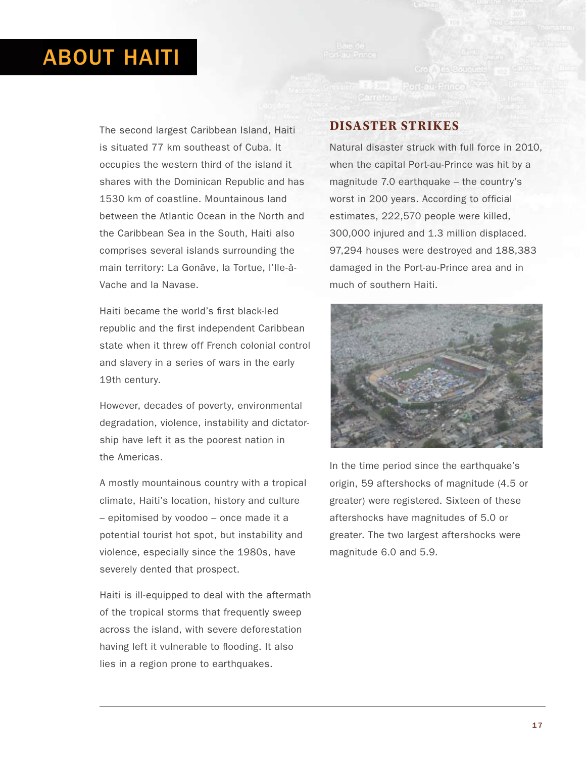# ABOUT HAITI

The second largest Caribbean Island, Haiti is situated 77 km southeast of Cuba. It occupies the western third of the island it shares with the Dominican Republic and has 1530 km of coastline. Mountainous land between the Atlantic Ocean in the North and the Caribbean Sea in the South, Haiti also comprises several islands surrounding the main territory: La Gonâve, la Tortue, l'Ile-à-Vache and la Navase.

Haiti became the world's first black-led republic and the first independent Caribbean state when it threw off French colonial control and slavery in a series of wars in the early 19th century.

However, decades of poverty, environmental degradation, violence, instability and dictatorship have left it as the poorest nation in the Americas.

A mostly mountainous country with a tropical climate, Haiti's location, history and culture – epitomised by voodoo – once made it a potential tourist hot spot, but instability and violence, especially since the 1980s, have severely dented that prospect.

Haiti is ill-equipped to deal with the aftermath of the tropical storms that frequently sweep across the island, with severe deforestation having left it vulnerable to flooding. It also lies in a region prone to earthquakes.

## DISASTER STRIKES

Natural disaster struck with full force in 2010, when the capital Port-au-Prince was hit by a magnitude 7.0 earthquake – the country's worst in 200 years. According to official estimates, 222,570 people were killed, 300,000 injured and 1.3 million displaced. 97,294 houses were destroyed and 188,383 damaged in the Port-au-Prince area and in much of southern Haiti.

In the time period since the earthquake's origin, 59 aftershocks of magnitude (4.5 or greater) were registered. Sixteen of these aftershocks have magnitudes of 5.0 or greater. The two largest aftershocks were magnitude 6.0 and 5.9.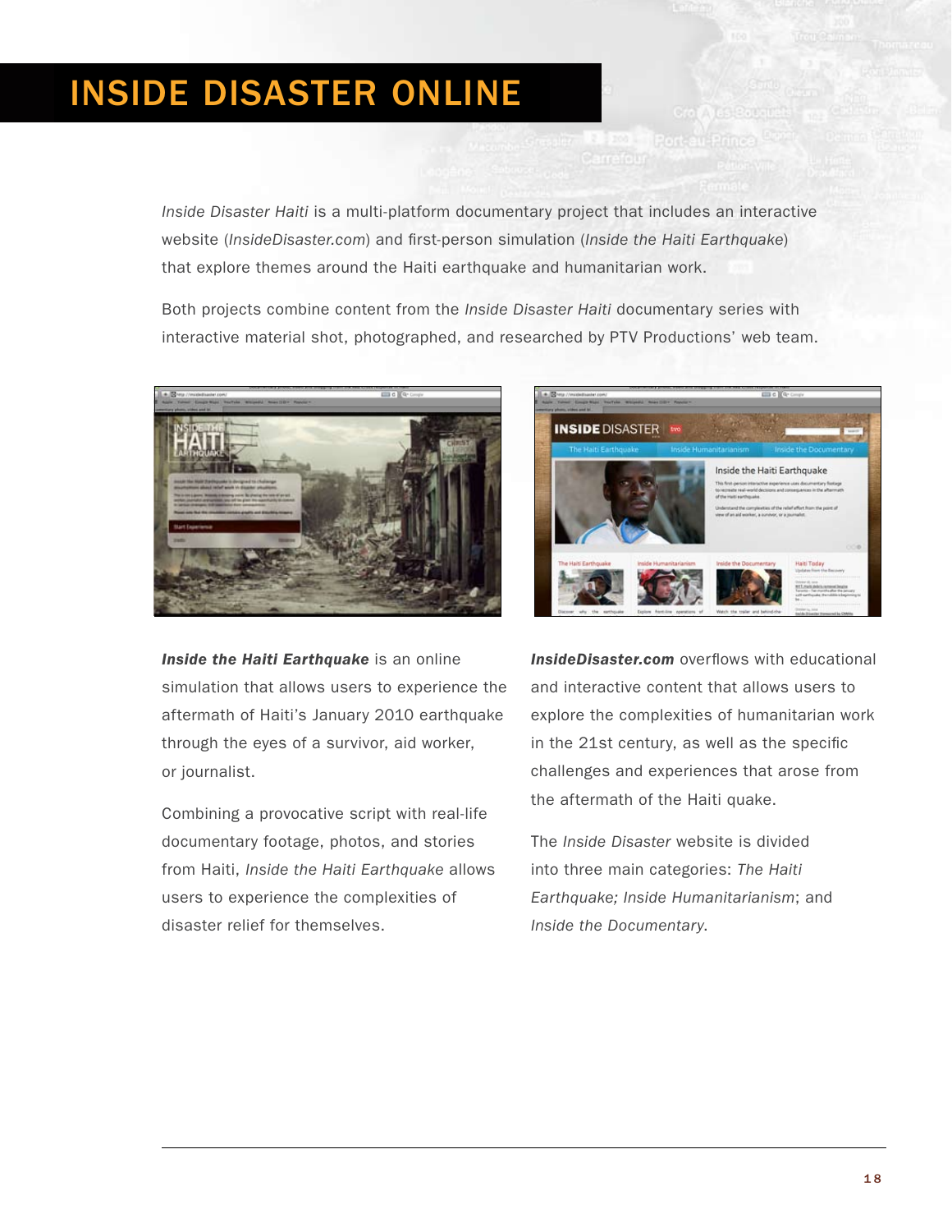# INSIDE DISASTER ONLINE

*Inside Disaster Haiti* is a multi-platform documentary project that includes an interactive website (*InsideDisaster.com*) and first-person simulation (*Inside the Haiti Earthquake*) that explore themes around the Haiti earthquake and humanitarian work.

Both projects combine content from the *Inside Disaster Haiti* documentary series with interactive material shot, photographed, and researched by PTV Productions' web team.

***Inside the Haiti Earthquake*** is an online simulation that allows users to experience the aftermath of Haiti's January 2010 earthquake through the eyes of a survivor, aid worker, or journalist.

Combining a provocative script with real-life documentary footage, photos, and stories from Haiti, *Inside the Haiti Earthquake* allows users to experience the complexities of disaster relief for themselves.

***InsideDisaster.com*** overflows with educational and interactive content that allows users to explore the complexities of humanitarian work in the 21st century, as well as the specific challenges and experiences that arose from the aftermath of the Haiti quake.

The *Inside Disaster* website is divided into three main categories: *The Haiti Earthquake; Inside Humanitarianism*; and *Inside the Documentary*.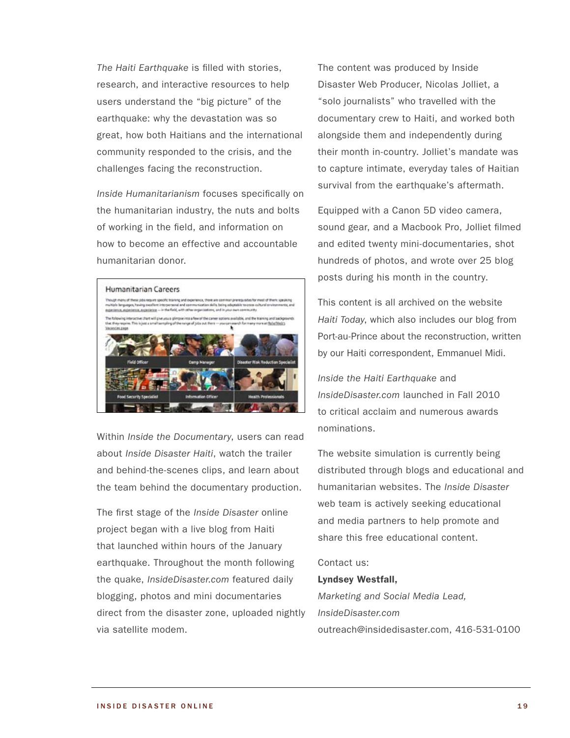*The Haiti Earthquake* is filled with stories, research, and interactive resources to help users understand the "big picture" of the earthquake: why the devastation was so great, how both Haitians and the international community responded to the crisis, and the challenges facing the reconstruction.

*Inside Humanitarianism* focuses specifically on the humanitarian industry, the nuts and bolts of working in the field, and information on how to become an effective and accountable humanitarian donor.

Within *Inside the Documentary*, users can read about *Inside Disaster Haiti*, watch the trailer and behind-the-scenes clips, and learn about the team behind the documentary production.

The first stage of the *Inside Disaster* online project began with a live blog from Haiti that launched within hours of the January earthquake. Throughout the month following the quake, *InsideDisaster.com* featured daily blogging, photos and mini documentaries direct from the disaster zone, uploaded nightly via satellite modem.

The content was produced by Inside Disaster Web Producer, Nicolas Jolliet, a "solo journalists" who travelled with the documentary crew to Haiti, and worked both alongside them and independently during their month in-country. Jolliet's mandate was to capture intimate, everyday tales of Haitian survival from the earthquake's aftermath.

Equipped with a Canon 5D video camera, sound gear, and a Macbook Pro, Jolliet filmed and edited twenty mini-documentaries, shot hundreds of photos, and wrote over 25 blog posts during his month in the country.

This content is all archived on the website *Haiti Today*, which also includes our blog from Port-au-Prince about the reconstruction, written by our Haiti correspondent, Emmanuel Midi.

*Inside the Haiti Earthquake* and *InsideDisaster.com* launched in Fall 2010 to critical acclaim and numerous awards nominations.

The website simulation is currently being distributed through blogs and educational and humanitarian websites. The *Inside Disaster* web team is actively seeking educational and media partners to help promote and share this free educational content.

Contact us:
**Lyndsey Westfall,**
*Marketing and Social Media Lead,*
*InsideDisaster.com*
outreach@insidedisaster.com, 416-531-0100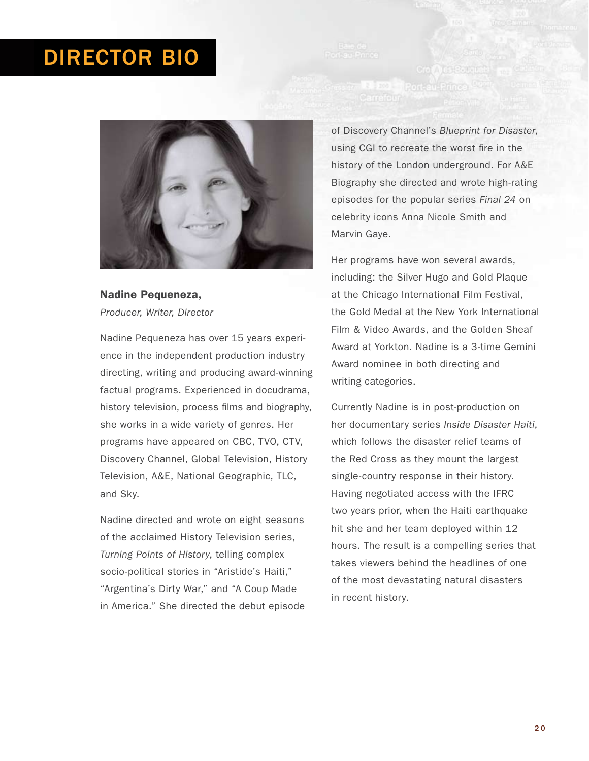# DIRECTOR BIO

**Nadine Pequeneza,**
*Producer, Writer, Director*

Nadine Pequeneza has over 15 years experience in the independent production industry directing, writing and producing award-winning factual programs. Experienced in docudrama, history television, process films and biography, she works in a wide variety of genres. Her programs have appeared on CBC, TVO, CTV, Discovery Channel, Global Television, History Television, A&E, National Geographic, TLC, and Sky.

Nadine directed and wrote on eight seasons of the acclaimed History Television series, *Turning Points of History*, telling complex socio-political stories in "Aristide's Haiti," "Argentina's Dirty War," and "A Coup Made in America." She directed the debut episode of Discovery Channel's *Blueprint for Disaster*, using CGI to recreate the worst fire in the history of the London underground. For A&E Biography she directed and wrote high-rating episodes for the popular series *Final 24* on celebrity icons Anna Nicole Smith and Marvin Gaye.

Her programs have won several awards, including: the Silver Hugo and Gold Plaque at the Chicago International Film Festival, the Gold Medal at the New York International Film & Video Awards, and the Golden Sheaf Award at Yorkton. Nadine is a 3-time Gemini Award nominee in both directing and writing categories.

Currently Nadine is in post-production on her documentary series *Inside Disaster Haiti*, which follows the disaster relief teams of the Red Cross as they mount the largest single-country response in their history. Having negotiated access with the IFRC two years prior, when the Haiti earthquake hit she and her team deployed within 12 hours. The result is a compelling series that takes viewers behind the headlines of one of the most devastating natural disasters in recent history.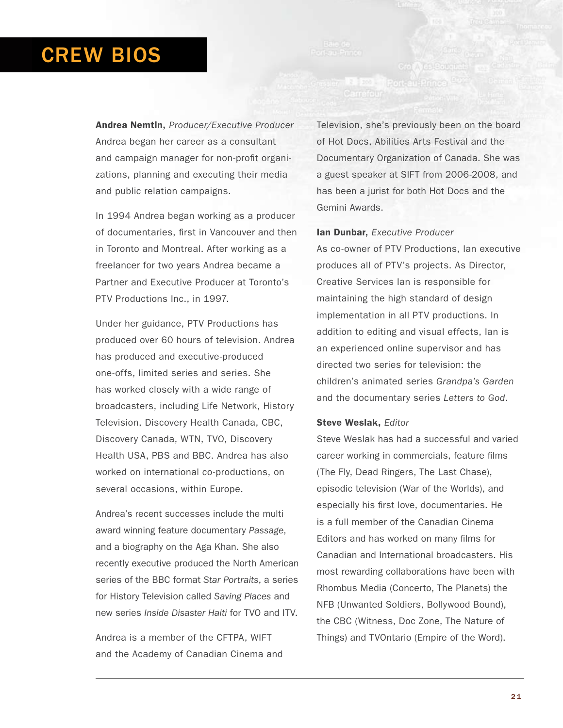# CREW BIOS

**Andrea Nemtin,** *Producer/Executive Producer*
Andrea began her career as a consultant and campaign manager for non-profit organizations, planning and executing their media and public relation campaigns.

In 1994 Andrea began working as a producer of documentaries, first in Vancouver and then in Toronto and Montreal. After working as a freelancer for two years Andrea became a Partner and Executive Producer at Toronto's PTV Productions Inc., in 1997.

Under her guidance, PTV Productions has produced over 60 hours of television. Andrea has produced and executive-produced one-offs, limited series and series. She has worked closely with a wide range of broadcasters, including Life Network, History Television, Discovery Health Canada, CBC, Discovery Canada, WTN, TVO, Discovery Health USA, PBS and BBC. Andrea has also worked on international co-productions, on several occasions, within Europe.

Andrea's recent successes include the multi award winning feature documentary *Passage*, and a biography on the Aga Khan. She also recently executive produced the North American series of the BBC format *Star Portraits*, a series for History Television called *Saving Places* and new series *Inside Disaster Haiti* for TVO and ITV.

Andrea is a member of the CFTPA, WIFT and the Academy of Canadian Cinema and Television, she's previously been on the board of Hot Docs, Abilities Arts Festival and the Documentary Organization of Canada. She was a guest speaker at SIFT from 2006-2008, and has been a jurist for both Hot Docs and the Gemini Awards.

**Ian Dunbar,** *Executive Producer*
As co-owner of PTV Productions, Ian executive produces all of PTV's projects. As Director, Creative Services Ian is responsible for maintaining the high standard of design implementation in all PTV productions. In addition to editing and visual effects, Ian is an experienced online supervisor and has directed two series for television: the children's animated series *Grandpa's Garden* and the documentary series *Letters to God*.

**Steve Weslak,** *Editor*
Steve Weslak has had a successful and varied career working in commercials, feature films (The Fly, Dead Ringers, The Last Chase), episodic television (War of the Worlds), and especially his first love, documentaries. He is a full member of the Canadian Cinema Editors and has worked on many films for Canadian and International broadcasters. His most rewarding collaborations have been with Rhombus Media (Concerto, The Planets) the NFB (Unwanted Soldiers, Bollywood Bound), the CBC (Witness, Doc Zone, The Nature of Things) and TVOntario (Empire of the Word).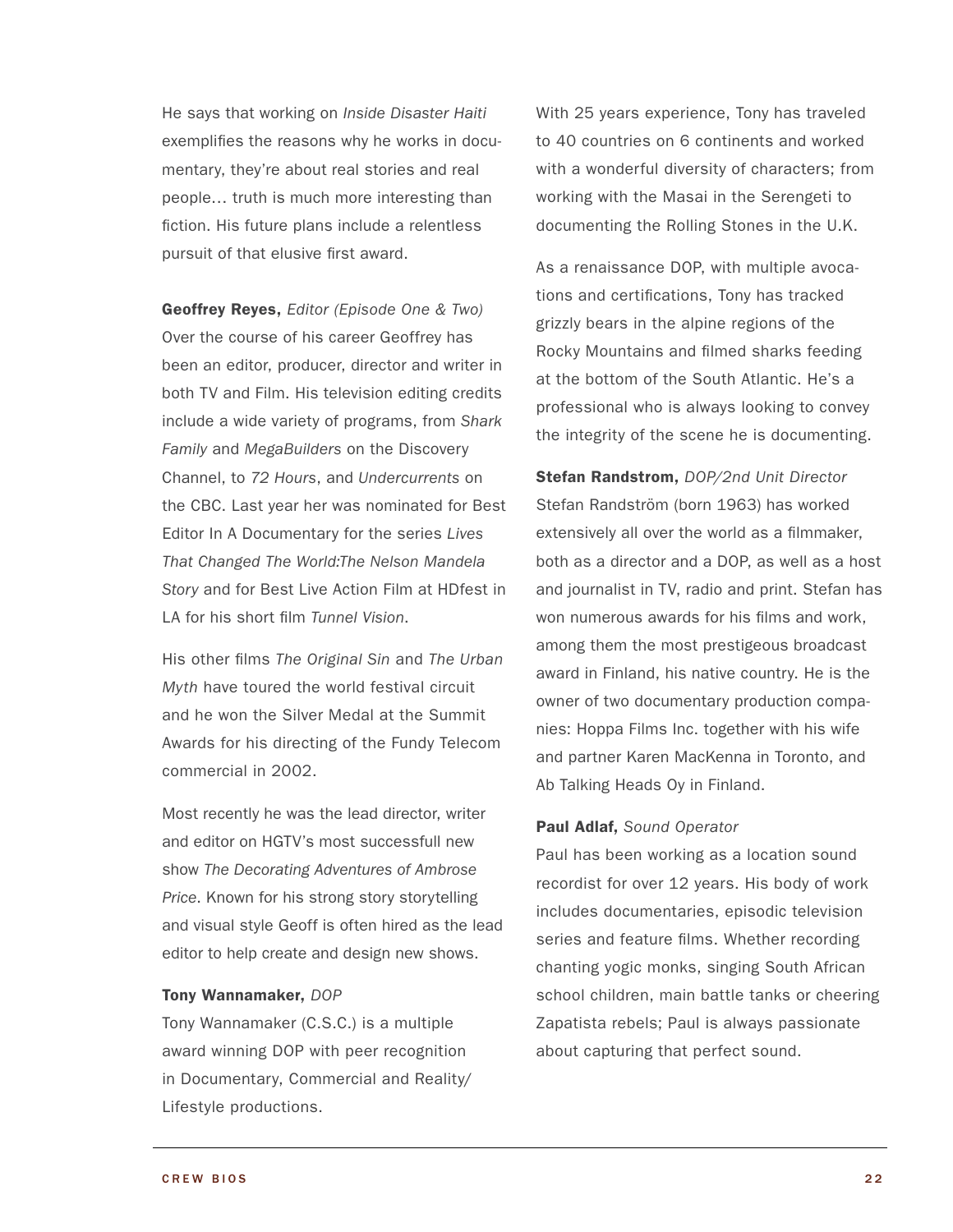He says that working on *Inside Disaster Haiti* exemplifies the reasons why he works in documentary, they're about real stories and real people… truth is much more interesting than fiction. His future plans include a relentless pursuit of that elusive first award.

**Geoffrey Reyes,** *Editor (Episode One & Two)*
Over the course of his career Geoffrey has been an editor, producer, director and writer in both TV and Film. His television editing credits include a wide variety of programs, from *Shark Family* and *MegaBuilders* on the Discovery Channel, to *72 Hours*, and *Undercurrents* on the CBC. Last year her was nominated for Best Editor In A Documentary for the series *Lives That Changed The World:The Nelson Mandela Story* and for Best Live Action Film at HDfest in LA for his short film *Tunnel Vision*.

His other films *The Original Sin* and *The Urban Myth* have toured the world festival circuit and he won the Silver Medal at the Summit Awards for his directing of the Fundy Telecom commercial in 2002.

Most recently he was the lead director, writer and editor on HGTV's most successfull new show *The Decorating Adventures of Ambrose Price*. Known for his strong story storytelling and visual style Geoff is often hired as the lead editor to help create and design new shows.

**Tony Wannamaker,** *DOP*
Tony Wannamaker (C.S.C.) is a multiple award winning DOP with peer recognition in Documentary, Commercial and Reality/Lifestyle productions.

With 25 years experience, Tony has traveled to 40 countries on 6 continents and worked with a wonderful diversity of characters; from working with the Masai in the Serengeti to documenting the Rolling Stones in the U.K.

As a renaissance DOP, with multiple avocations and certifications, Tony has tracked grizzly bears in the alpine regions of the Rocky Mountains and filmed sharks feeding at the bottom of the South Atlantic. He's a professional who is always looking to convey the integrity of the scene he is documenting.

**Stefan Randstrom,** *DOP/2nd Unit Director*
Stefan Randström (born 1963) has worked extensively all over the world as a filmmaker, both as a director and a DOP, as well as a host and journalist in TV, radio and print. Stefan has won numerous awards for his films and work, among them the most prestigeous broadcast award in Finland, his native country. He is the owner of two documentary production companies: Hoppa Films Inc. together with his wife and partner Karen MacKenna in Toronto, and Ab Talking Heads Oy in Finland.

**Paul Adlaf,** *Sound Operator*
Paul has been working as a location sound recordist for over 12 years. His body of work includes documentaries, episodic television series and feature films. Whether recording chanting yogic monks, singing South African school children, main battle tanks or cheering Zapatista rebels; Paul is always passionate about capturing that perfect sound.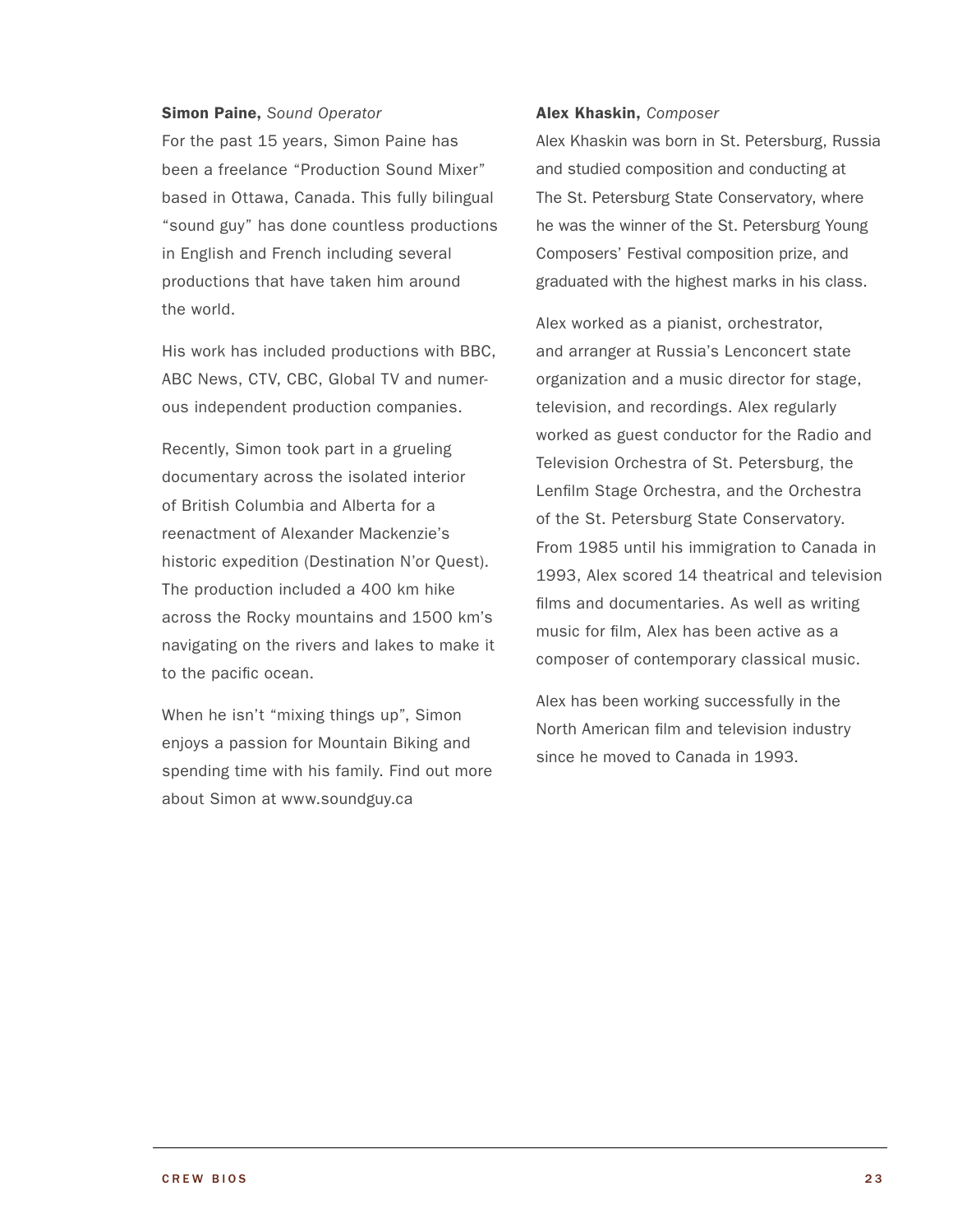**Simon Paine,** *Sound Operator*

For the past 15 years, Simon Paine has been a freelance “Production Sound Mixer” based in Ottawa, Canada. This fully bilingual “sound guy” has done countless productions in English and French including several productions that have taken him around the world.

His work has included productions with BBC, ABC News, CTV, CBC, Global TV and numerous independent production companies.

Recently, Simon took part in a grueling documentary across the isolated interior of British Columbia and Alberta for a reenactment of Alexander Mackenzie’s historic expedition (Destination N’or Quest). The production included a 400 km hike across the Rocky mountains and 1500 km’s navigating on the rivers and lakes to make it to the pacific ocean.

When he isn’t “mixing things up”, Simon enjoys a passion for Mountain Biking and spending time with his family. Find out more about Simon at www.soundguy.ca

**Alex Khaskin,** *Composer*

Alex Khaskin was born in St. Petersburg, Russia and studied composition and conducting at The St. Petersburg State Conservatory, where he was the winner of the St. Petersburg Young Composers’ Festival composition prize, and graduated with the highest marks in his class.

Alex worked as a pianist, orchestrator, and arranger at Russia’s Lenconcert state organization and a music director for stage, television, and recordings. Alex regularly worked as guest conductor for the Radio and Television Orchestra of St. Petersburg, the Lenfilm Stage Orchestra, and the Orchestra of the St. Petersburg State Conservatory. From 1985 until his immigration to Canada in 1993, Alex scored 14 theatrical and television films and documentaries. As well as writing music for film, Alex has been active as a composer of contemporary classical music.

Alex has been working successfully in the North American film and television industry since he moved to Canada in 1993.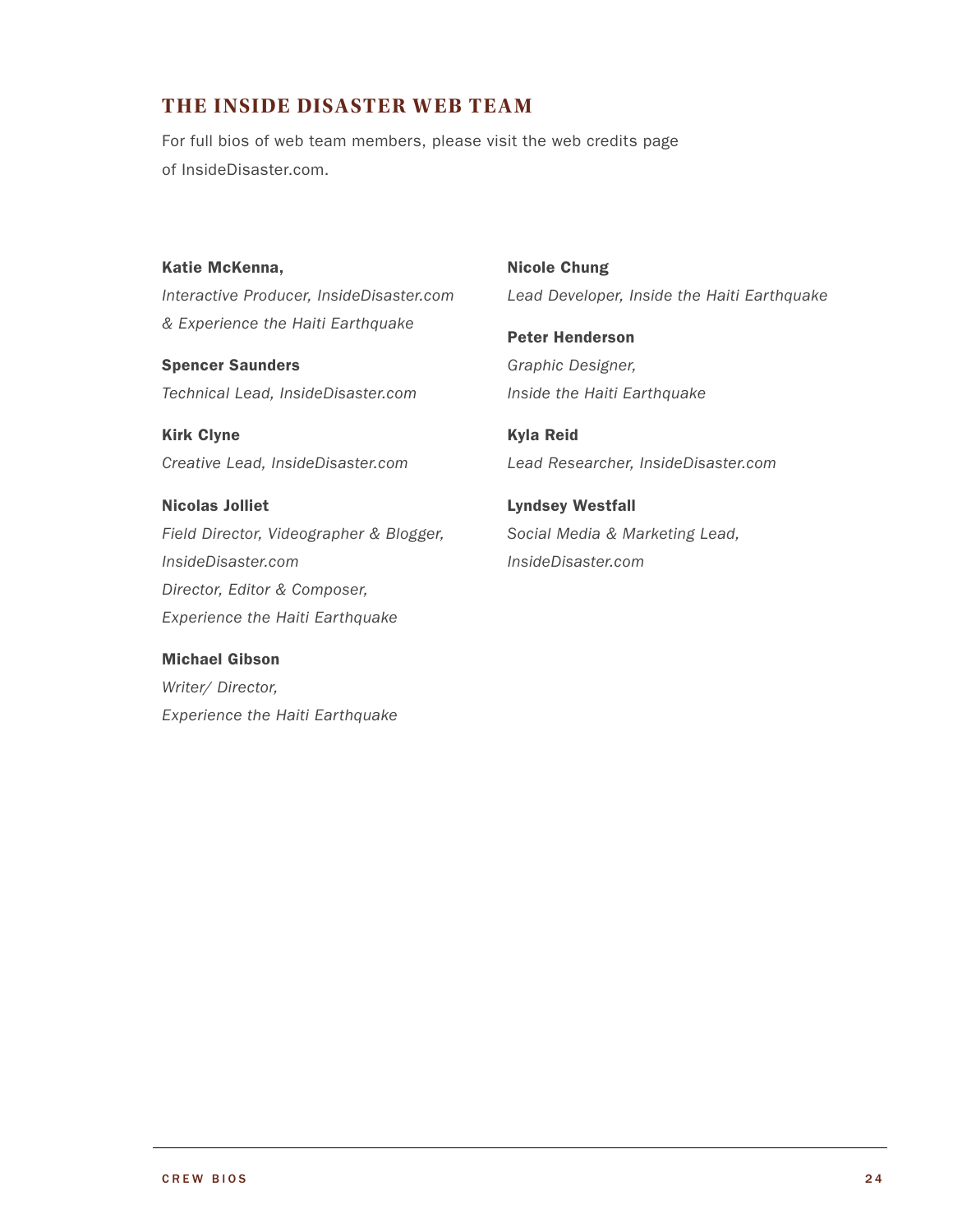## THE INSIDE DISASTER WEB TEAM

For full bios of web team members, please visit the web credits page of InsideDisaster.com.

**Katie McKenna,**
*Interactive Producer, InsideDisaster.com & Experience the Haiti Earthquake*

**Spencer Saunders**
*Technical Lead, InsideDisaster.com*

**Kirk Clyne**
*Creative Lead, InsideDisaster.com*

**Nicolas Jolliet**
*Field Director, Videographer & Blogger, InsideDisaster.com*
*Director, Editor & Composer, Experience the Haiti Earthquake*

**Michael Gibson**
*Writer/ Director, Experience the Haiti Earthquake*

**Nicole Chung**
*Lead Developer, Inside the Haiti Earthquake*

**Peter Henderson**
*Graphic Designer, Inside the Haiti Earthquake*

**Kyla Reid**
*Lead Researcher, InsideDisaster.com*

**Lyndsey Westfall**
*Social Media & Marketing Lead, InsideDisaster.com*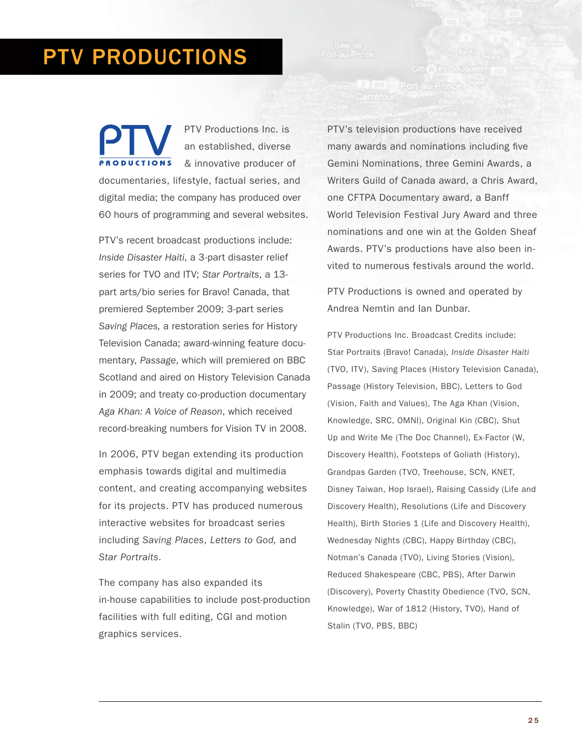# PTV PRODUCTIONS

PTV Productions Inc. is an established, diverse & innovative producer of documentaries, lifestyle, factual series, and digital media; the company has produced over 60 hours of programming and several websites.

PTV's recent broadcast productions include: *Inside Disaster Haiti*, a 3-part disaster relief series for TVO and ITV; *Star Portraits*, a 13-part arts/bio series for Bravo! Canada, that premiered September 2009; 3-part series *Saving Places,* a restoration series for History Television Canada; award-winning feature documentary, *Passage*, which will premiered on BBC Scotland and aired on History Television Canada in 2009; and treaty co-production documentary *Aga Khan: A Voice of Reason*, which received record-breaking numbers for Vision TV in 2008.

In 2006, PTV began extending its production emphasis towards digital and multimedia content, and creating accompanying websites for its projects. PTV has produced numerous interactive websites for broadcast series including *Saving Places*, *Letters to God,* and *Star Portraits*.

The company has also expanded its in-house capabilities to include post-production facilities with full editing, CGI and motion graphics services.

PTV's television productions have received many awards and nominations including five Gemini Nominations, three Gemini Awards, a Writers Guild of Canada award, a Chris Award, one CFTPA Documentary award, a Banff World Television Festival Jury Award and three nominations and one win at the Golden Sheaf Awards. PTV's productions have also been invited to numerous festivals around the world.

PTV Productions is owned and operated by Andrea Nemtin and Ian Dunbar.

PTV Productions Inc. Broadcast Credits include: Star Portraits (Bravo! Canada), *Inside Disaster Haiti* (TVO, ITV), Saving Places (History Television Canada), Passage (History Television, BBC), Letters to God (Vision, Faith and Values), The Aga Khan (Vision, Knowledge, SRC, OMNI), Original Kin (CBC), Shut Up and Write Me (The Doc Channel), Ex-Factor (W, Discovery Health), Footsteps of Goliath (History), Grandpas Garden (TVO, Treehouse, SCN, KNET, Disney Taiwan, Hop Israel), Raising Cassidy (Life and Discovery Health), Resolutions (Life and Discovery Health), Birth Stories 1 (Life and Discovery Health), Wednesday Nights (CBC), Happy Birthday (CBC), Notman's Canada (TVO), Living Stories (Vision), Reduced Shakespeare (CBC, PBS), After Darwin (Discovery), Poverty Chastity Obedience (TVO, SCN, Knowledge), War of 1812 (History, TVO), Hand of Stalin (TVO, PBS, BBC)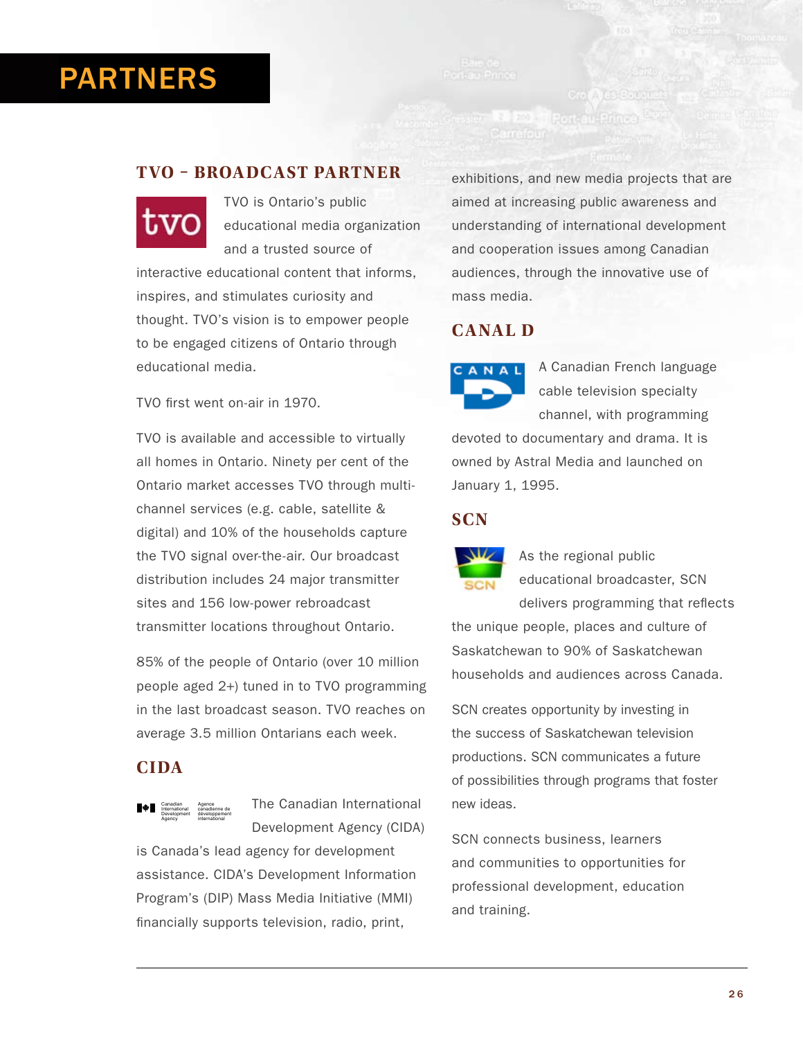# PARTNERS

## TVO – BROADCAST PARTNER

TVO is Ontario's public educational media organization and a trusted source of interactive educational content that informs, inspires, and stimulates curiosity and thought. TVO's vision is to empower people to be engaged citizens of Ontario through educational media.

TVO first went on-air in 1970.

TVO is available and accessible to virtually all homes in Ontario. Ninety per cent of the Ontario market accesses TVO through multi-channel services (e.g. cable, satellite & digital) and 10% of the households capture the TVO signal over-the-air. Our broadcast distribution includes 24 major transmitter sites and 156 low-power rebroadcast transmitter locations throughout Ontario.

85% of the people of Ontario (over 10 million people aged 2+) tuned in to TVO programming in the last broadcast season. TVO reaches on average 3.5 million Ontarians each week.

## CIDA

The Canadian International Development Agency (CIDA) is Canada's lead agency for development assistance. CIDA's Development Information Program's (DIP) Mass Media Initiative (MMI) financially supports television, radio, print, exhibitions, and new media projects that are aimed at increasing public awareness and understanding of international development and cooperation issues among Canadian audiences, through the innovative use of mass media.

## CANAL D

A Canadian French language cable television specialty channel, with programming devoted to documentary and drama. It is owned by Astral Media and launched on January 1, 1995.

## SCN

As the regional public educational broadcaster, SCN delivers programming that reflects the unique people, places and culture of Saskatchewan to 90% of Saskatchewan households and audiences across Canada.

SCN creates opportunity by investing in the success of Saskatchewan television productions. SCN communicates a future of possibilities through programs that foster new ideas.

SCN connects business, learners and communities to opportunities for professional development, education and training.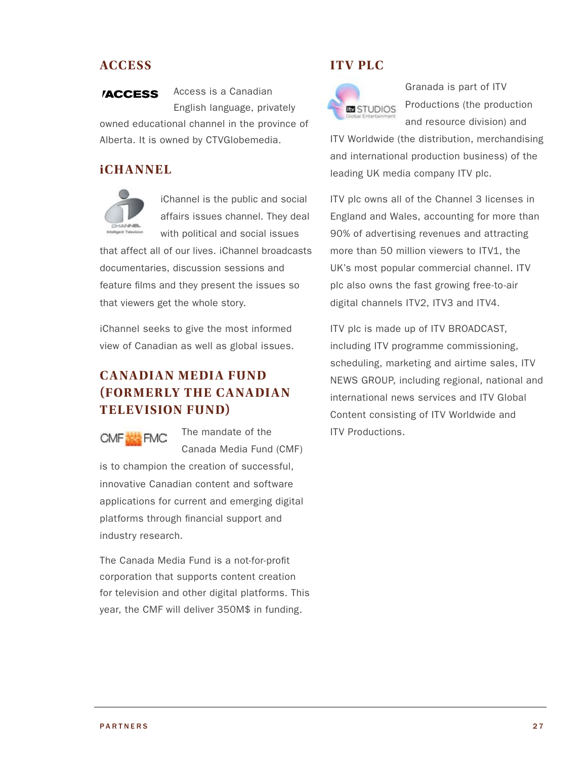## ACCESS

Access is a Canadian English language, privately owned educational channel in the province of Alberta. It is owned by CTVGlobemedia.

## iCHANNEL

iChannel is the public and social affairs issues channel. They deal with political and social issues that affect all of our lives. iChannel broadcasts documentaries, discussion sessions and feature films and they present the issues so that viewers get the whole story.

iChannel seeks to give the most informed view of Canadian as well as global issues.

## CANADIAN MEDIA FUND (FORMERLY THE CANADIAN TELEVISION FUND)

The mandate of the Canada Media Fund (CMF) is to champion the creation of successful, innovative Canadian content and software applications for current and emerging digital platforms through financial support and industry research.

The Canada Media Fund is a not-for-profit corporation that supports content creation for television and other digital platforms. This year, the CMF will deliver 350M$ in funding.

## ITV PLC

Granada is part of ITV Productions (the production and resource division) and ITV Worldwide (the distribution, merchandising and international production business) of the leading UK media company ITV plc.

ITV plc owns all of the Channel 3 licenses in England and Wales, accounting for more than 90% of advertising revenues and attracting more than 50 million viewers to ITV1, the UK's most popular commercial channel. ITV plc also owns the fast growing free-to-air digital channels ITV2, ITV3 and ITV4.

ITV plc is made up of ITV BROADCAST, including ITV programme commissioning, scheduling, marketing and airtime sales, ITV NEWS GROUP, including regional, national and international news services and ITV Global Content consisting of ITV Worldwide and ITV Productions.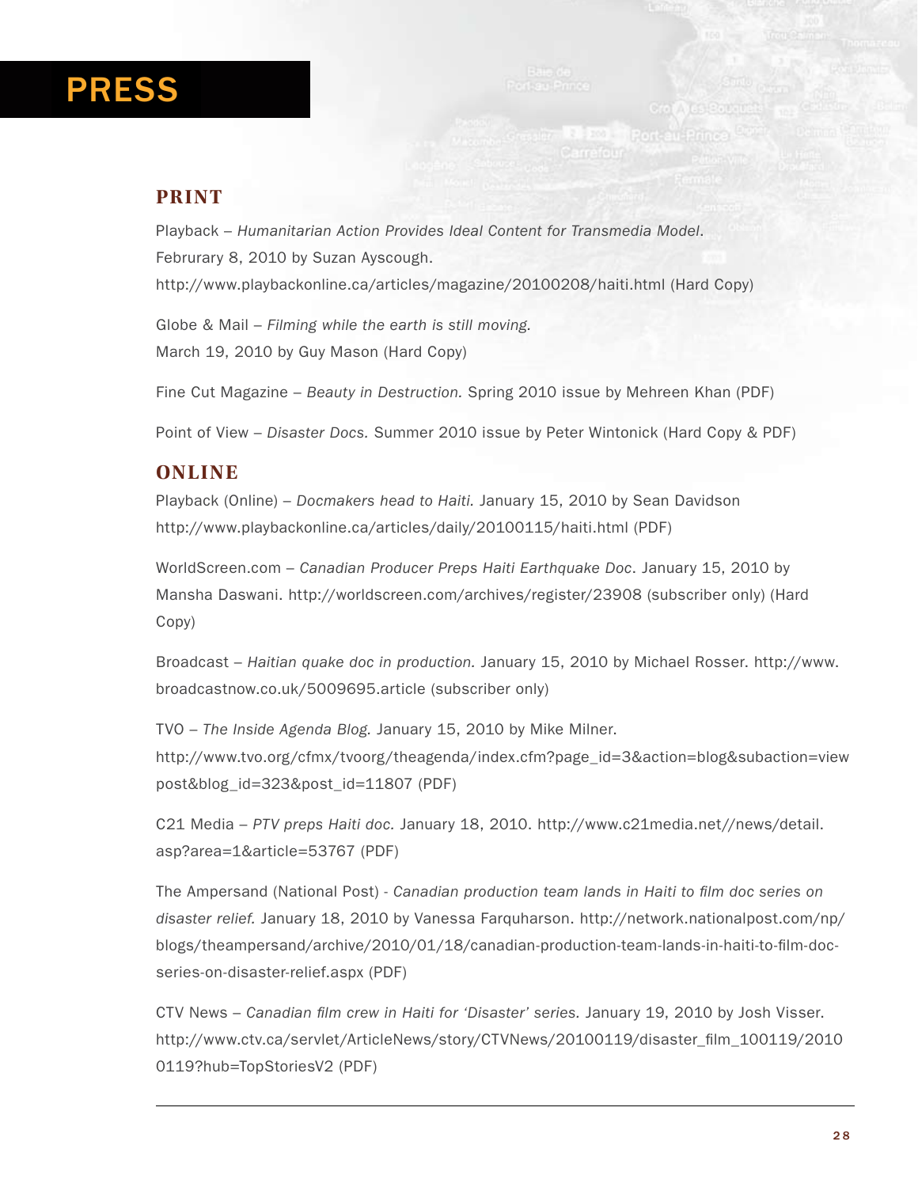# PRESS

## PRINT

Playback – *Humanitarian Action Provides Ideal Content for Transmedia Model*. Februrary 8, 2010 by Suzan Ayscough. http://www.playbackonline.ca/articles/magazine/20100208/haiti.html (Hard Copy)

Globe & Mail – *Filming while the earth is still moving.* March 19, 2010 by Guy Mason (Hard Copy)

Fine Cut Magazine – *Beauty in Destruction.* Spring 2010 issue by Mehreen Khan (PDF)

Point of View – *Disaster Docs.* Summer 2010 issue by Peter Wintonick (Hard Copy & PDF)

## ONLINE

Playback (Online) – *Docmakers head to Haiti.* January 15, 2010 by Sean Davidson http://www.playbackonline.ca/articles/daily/20100115/haiti.html (PDF)

WorldScreen.com – *Canadian Producer Preps Haiti Earthquake Doc*. January 15, 2010 by Mansha Daswani. http://worldscreen.com/archives/register/23908 (subscriber only) (Hard Copy)

Broadcast – *Haitian quake doc in production.* January 15, 2010 by Michael Rosser. http://www.broadcastnow.co.uk/5009695.article (subscriber only)

TVO – *The Inside Agenda Blog.* January 15, 2010 by Mike Milner. http://www.tvo.org/cfmx/tvoorg/theagenda/index.cfm?page_id=3&action=blog&subaction=viewpost&blog_id=323&post_id=11807 (PDF)

C21 Media – *PTV preps Haiti doc.* January 18, 2010. http://www.c21media.net//news/detail.asp?area=1&article=53767 (PDF)

The Ampersand (National Post) - *Canadian production team lands in Haiti to film doc series on disaster relief.* January 18, 2010 by Vanessa Farquharson. http://network.nationalpost.com/np/blogs/theampersand/archive/2010/01/18/canadian-production-team-lands-in-haiti-to-film-doc-series-on-disaster-relief.aspx (PDF)

CTV News – *Canadian film crew in Haiti for 'Disaster' series.* January 19, 2010 by Josh Visser. http://www.ctv.ca/servlet/ArticleNews/story/CTVNews/20100119/disaster_film_100119/20100119?hub=TopStoriesV2 (PDF)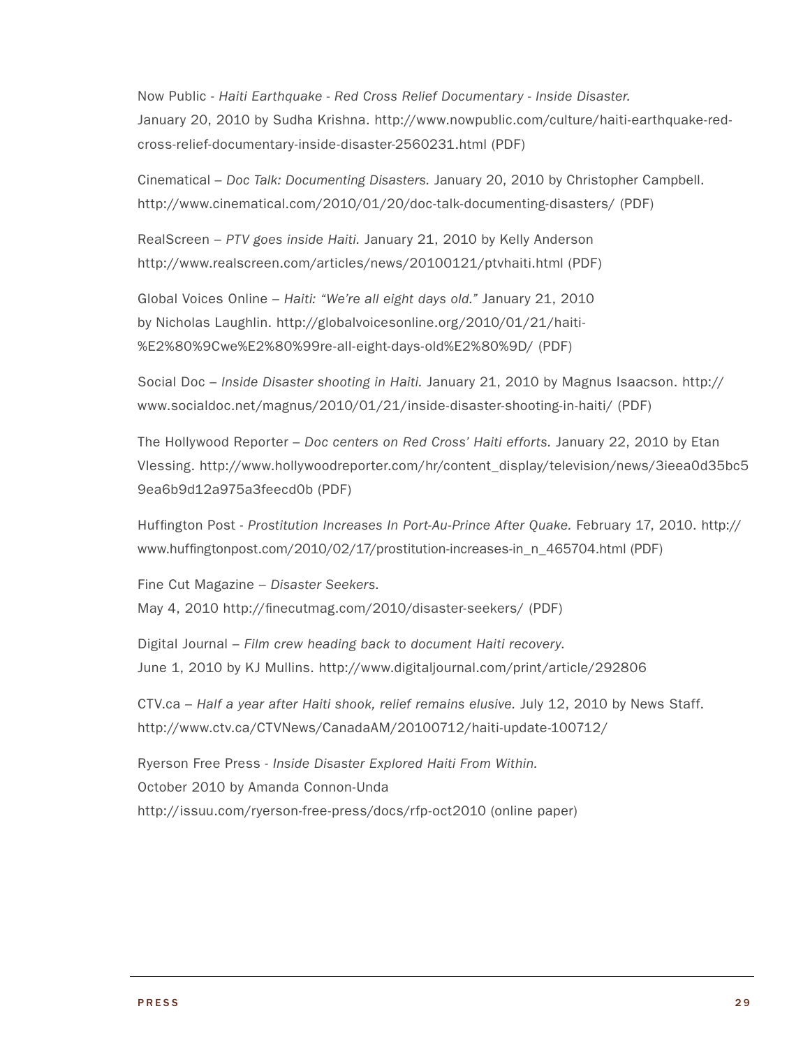Now Public - *Haiti Earthquake - Red Cross Relief Documentary - Inside Disaster.* January 20, 2010 by Sudha Krishna. http://www.nowpublic.com/culture/haiti-earthquake-red-cross-relief-documentary-inside-disaster-2560231.html (PDF)

Cinematical – *Doc Talk: Documenting Disasters.* January 20, 2010 by Christopher Campbell. http://www.cinematical.com/2010/01/20/doc-talk-documenting-disasters/ (PDF)

RealScreen – *PTV goes inside Haiti.* January 21, 2010 by Kelly Anderson http://www.realscreen.com/articles/news/20100121/ptvhaiti.html (PDF)

Global Voices Online – *Haiti: "We're all eight days old."* January 21, 2010 by Nicholas Laughlin. http://globalvoicesonline.org/2010/01/21/haiti-%E2%80%9Cwe%E2%80%99re-all-eight-days-old%E2%80%9D/ (PDF)

Social Doc – *Inside Disaster shooting in Haiti.* January 21, 2010 by Magnus Isaacson. http://www.socialdoc.net/magnus/2010/01/21/inside-disaster-shooting-in-haiti/ (PDF)

The Hollywood Reporter – *Doc centers on Red Cross' Haiti efforts.* January 22, 2010 by Etan Vlessing. http://www.hollywoodreporter.com/hr/content_display/television/news/3ieea0d35bc59ea6b9d12a975a3feecd0b (PDF)

Huffington Post - *Prostitution Increases In Port-Au-Prince After Quake.* February 17, 2010. http://www.huffingtonpost.com/2010/02/17/prostitution-increases-in_n_465704.html (PDF)

Fine Cut Magazine – *Disaster Seekers.* May 4, 2010 http://finecutmag.com/2010/disaster-seekers/ (PDF)

Digital Journal – *Film crew heading back to document Haiti recovery.* June 1, 2010 by KJ Mullins. http://www.digitaljournal.com/print/article/292806

CTV.ca – *Half a year after Haiti shook, relief remains elusive.* July 12, 2010 by News Staff. http://www.ctv.ca/CTVNews/CanadaAM/20100712/haiti-update-100712/

Ryerson Free Press - *Inside Disaster Explored Haiti From Within.* October 2010 by Amanda Connon-Unda http://issuu.com/ryerson-free-press/docs/rfp-oct2010 (online paper)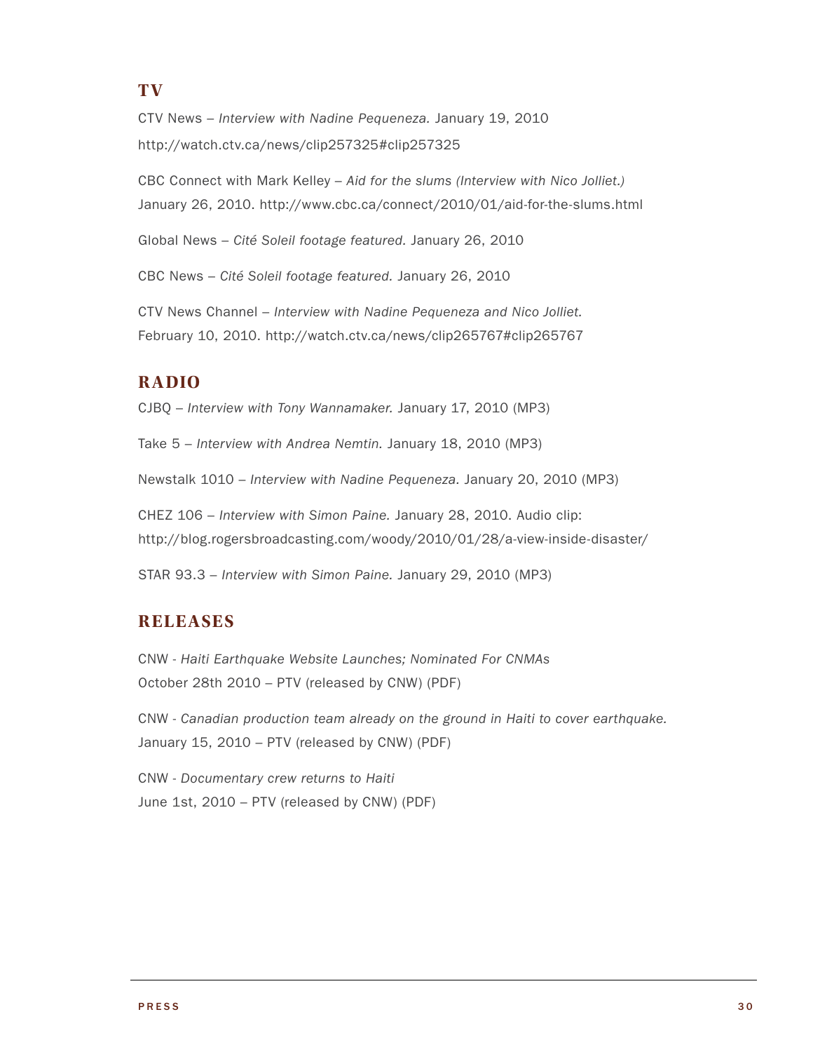## TV

CTV News – *Interview with Nadine Pequeneza.* January 19, 2010
http://watch.ctv.ca/news/clip257325#clip257325

CBC Connect with Mark Kelley – *Aid for the slums (Interview with Nico Jolliet.)*
January 26, 2010. http://www.cbc.ca/connect/2010/01/aid-for-the-slums.html

Global News – *Cité Soleil footage featured.* January 26, 2010

CBC News – *Cité Soleil footage featured.* January 26, 2010

CTV News Channel – *Interview with Nadine Pequeneza and Nico Jolliet.*
February 10, 2010. http://watch.ctv.ca/news/clip265767#clip265767

## RADIO

CJBQ – *Interview with Tony Wannamaker.* January 17, 2010 (MP3)

Take 5 – *Interview with Andrea Nemtin.* January 18, 2010 (MP3)

Newstalk 1010 – *Interview with Nadine Pequeneza.* January 20, 2010 (MP3)

CHEZ 106 – *Interview with Simon Paine.* January 28, 2010. Audio clip:
http://blog.rogersbroadcasting.com/woody/2010/01/28/a-view-inside-disaster/

STAR 93.3 – *Interview with Simon Paine.* January 29, 2010 (MP3)

## RELEASES

CNW - *Haiti Earthquake Website Launches; Nominated For CNMAs*
October 28th 2010 – PTV (released by CNW) (PDF)

CNW - *Canadian production team already on the ground in Haiti to cover earthquake.*
January 15, 2010 – PTV (released by CNW) (PDF)

CNW - *Documentary crew returns to Haiti*
June 1st, 2010 – PTV (released by CNW) (PDF)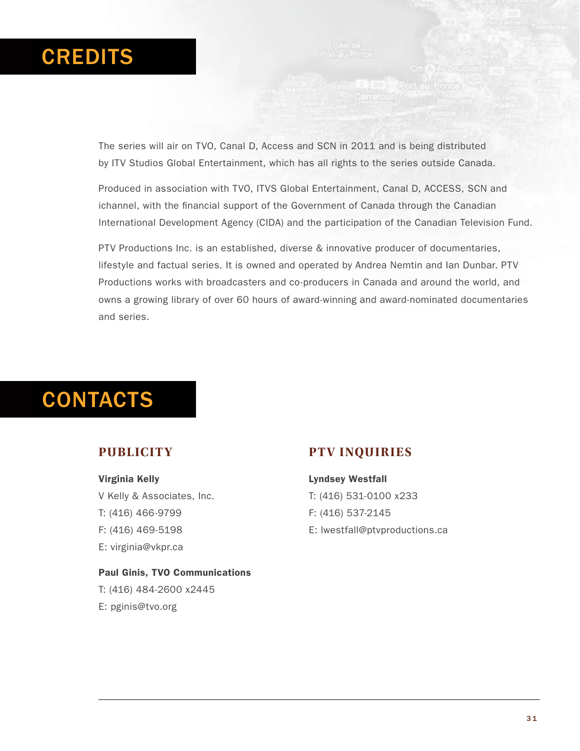# CREDITS

The series will air on TVO, Canal D, Access and SCN in 2011 and is being distributed by ITV Studios Global Entertainment, which has all rights to the series outside Canada.

Produced in association with TVO, ITVS Global Entertainment, Canal D, ACCESS, SCN and ichannel, with the financial support of the Government of Canada through the Canadian International Development Agency (CIDA) and the participation of the Canadian Television Fund.

PTV Productions Inc. is an established, diverse & innovative producer of documentaries, lifestyle and factual series. It is owned and operated by Andrea Nemtin and Ian Dunbar. PTV Productions works with broadcasters and co-producers in Canada and around the world, and owns a growing library of over 60 hours of award-winning and award-nominated documentaries and series.

# CONTACTS

## PUBLICITY

**Virginia Kelly**
V Kelly & Associates, Inc.
T: (416) 466-9799
F: (416) 469-5198
E: virginia@vkpr.ca

**Paul Ginis, TVO Communications**
T: (416) 484-2600 x2445
E: pginis@tvo.org

## PTV INQUIRIES

**Lyndsey Westfall**
T: (416) 531-0100 x233
F: (416) 537-2145
E: lwestfall@ptvproductions.ca